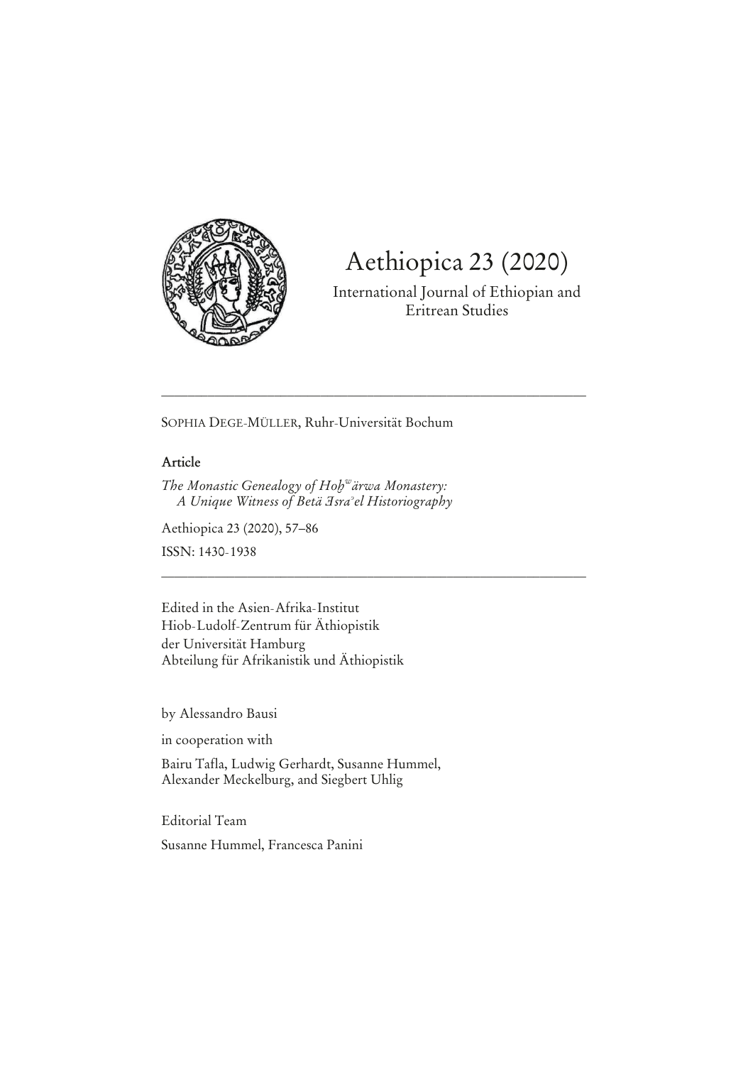# Aethiopica 23 (2020)

International Journal of Ethiopian and Eritrean Studies

---

SOPHIA DEGE-MÜLLER, Ruhr-Universität Bochum

**Article**

*The Monastic Genealogy of Hoḫʷärwa Monastery: A Unique Witness of Betä Ǝsraʾel Historiography*

Aethiopica 23 (2020), 57–86

ISSN: 1430-1938

---

Edited in the Asien-Afrika-Institut
Hiob-Ludolf-Zentrum für Äthiopistik
der Universität Hamburg
Abteilung für Afrikanistik und Äthiopistik

by Alessandro Bausi

in cooperation with

Bairu Tafla, Ludwig Gerhardt, Susanne Hummel, Alexander Meckelburg, and Siegbert Uhlig

Editorial Team

Susanne Hummel, Francesca Panini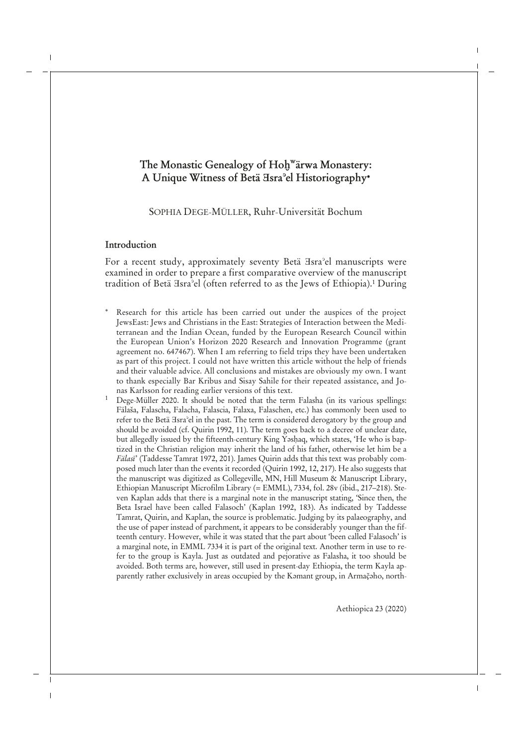# The Monastic Genealogy of Hoḫʷärwa Monastery: A Unique Witness of Betä Ǝsraʾel Historiography*

SOPHIA DEGE-MÜLLER, Ruhr-Universität Bochum

## Introduction

For a recent study, approximately seventy Betä Ǝsraʾel manuscripts were examined in order to prepare a first comparative overview of the manuscript tradition of Betä Ǝsraʾel (often referred to as the Jews of Ethiopia).[1] During

\* Research for this article has been carried out under the auspices of the project JewsEast: Jews and Christians in the East: Strategies of Interaction between the Mediterranean and the Indian Ocean, funded by the European Research Council within the European Union's Horizon 2020 Research and Innovation Programme (grant agreement no. 647467). When I am referring to field trips they have been undertaken as part of this project. I could not have written this article without the help of friends and their valuable advice. All conclusions and mistakes are obviously my own. I want to thank especially Bar Kribus and Sisay Sahile for their repeated assistance, and Jonas Karlsson for reading earlier versions of this text.

[1] Dege-Müller 2020. It should be noted that the term Falasha (in its various spellings: Fälaša, Falascha, Falacha, Falascia, Falaxa, Falaschen, etc.) has commonly been used to refer to the Betä Ǝsraʾel in the past. The term is considered derogatory by the group and should be avoided (cf. Quirin 1992, 11). The term goes back to a decree of unclear date, but allegedly issued by the fifteenth-century King Yəsḥaq, which states, 'He who is baptized in the Christian religion may inherit the land of his father, otherwise let him be a *Fälasī*' (Taddesse Tamrat 1972, 201). James Quirin adds that this text was probably composed much later than the events it recorded (Quirin 1992, 12, 217). He also suggests that the manuscript was digitized as Collegeville, MN, Hill Museum & Manuscript Library, Ethiopian Manuscript Microfilm Library (= EMML), 7334, fol. 28v (ibid., 217–218). Steven Kaplan adds that there is a marginal note in the manuscript stating, 'Since then, the Beta Israel have been called Falasoch' (Kaplan 1992, 183). As indicated by Taddesse Tamrat, Quirin, and Kaplan, the source is problematic. Judging by its palaeography, and the use of paper instead of parchment, it appears to be considerably younger than the fifteenth century. However, while it was stated that the part about 'been called Falasoch' is a marginal note, in EMML 7334 it is part of the original text. Another term in use to refer to the group is Kayla. Just as outdated and pejorative as Falasha, it too should be avoided. Both terms are, however, still used in present-day Ethiopia, the term Kayla apparently rather exclusively in areas occupied by the Kəmant group, in Armačəho, north-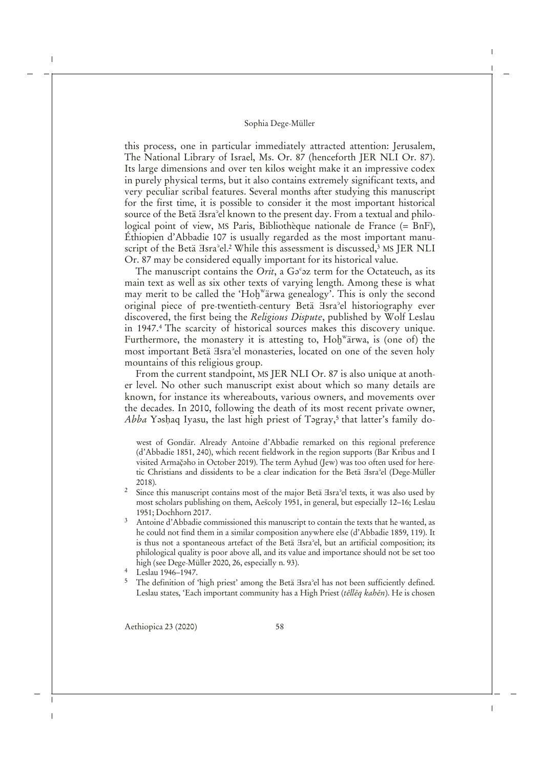this process, one in particular immediately attracted attention: Jerusalem, The National Library of Israel, Ms. Or. 87 (henceforth JER NLI Or. 87). Its large dimensions and over ten kilos weight make it an impressive codex in purely physical terms, but it also contains extremely significant texts, and very peculiar scribal features. Several months after studying this manuscript for the first time, it is possible to consider it the most important historical source of the Betä Ǝsraʾel known to the present day. From a textual and philological point of view, MS Paris, Bibliothèque nationale de France (= BnF), Éthiopien d'Abbadie 107 is usually regarded as the most important manuscript of the Betä Ǝsraʾel.[2] While this assessment is discussed,[3] MS JER NLI Or. 87 may be considered equally important for its historical value.

The manuscript contains the *Orit*, a Gəʿəz term for the Octateuch, as its main text as well as six other texts of varying length. Among these is what may merit to be called the 'Hoḫʷärwa genealogy'. This is only the second original piece of pre-twentieth-century Betä Ǝsraʾel historiography ever discovered, the first being the *Religious Dispute*, published by Wolf Leslau in 1947.[4] The scarcity of historical sources makes this discovery unique. Furthermore, the monastery it is attesting to, Hoḫʷärwa, is (one of) the most important Betä Ǝsraʾel monasteries, located on one of the seven holy mountains of this religious group.

From the current standpoint, MS JER NLI Or. 87 is also unique at another level. No other such manuscript exist about which so many details are known, for instance its whereabouts, various owners, and movements over the decades. In 2010, following the death of its most recent private owner, *Abba* Yəsḥaq Iyasu, the last high priest of Təgray,[5] that latter's family do-

west of Gondär. Already Antoine d'Abbadie remarked on this regional preference (d'Abbadie 1851, 240), which recent fieldwork in the region supports (Bar Kribus and I visited Armačəho in October 2019). The term Ayhud (Jew) was too often used for heretic Christians and dissidents to be a clear indication for the Betä Ǝsraʾel (Dege-Müller 2018).

[2] Since this manuscript contains most of the major Betä Ǝsraʾel texts, it was also used by most scholars publishing on them, Aešcoly 1951, in general, but especially 12–16; Leslau 1951; Dochhorn 2017.

[3] Antoine d'Abbadie commissioned this manuscript to contain the texts that he wanted, as he could not find them in a similar composition anywhere else (d'Abbadie 1859, 119). It is thus not a spontaneous artefact of the Betä Ǝsraʾel, but an artificial composition; its philological quality is poor above all, and its value and importance should not be set too high (see Dege-Müller 2020, 26, especially n. 93).

[4] Leslau 1946–1947.

[5] The definition of 'high priest' among the Betä Ǝsraʾel has not been sufficiently defined. Leslau states, 'Each important community has a High Priest (*tĕllĕq kahĕn*). He is chosen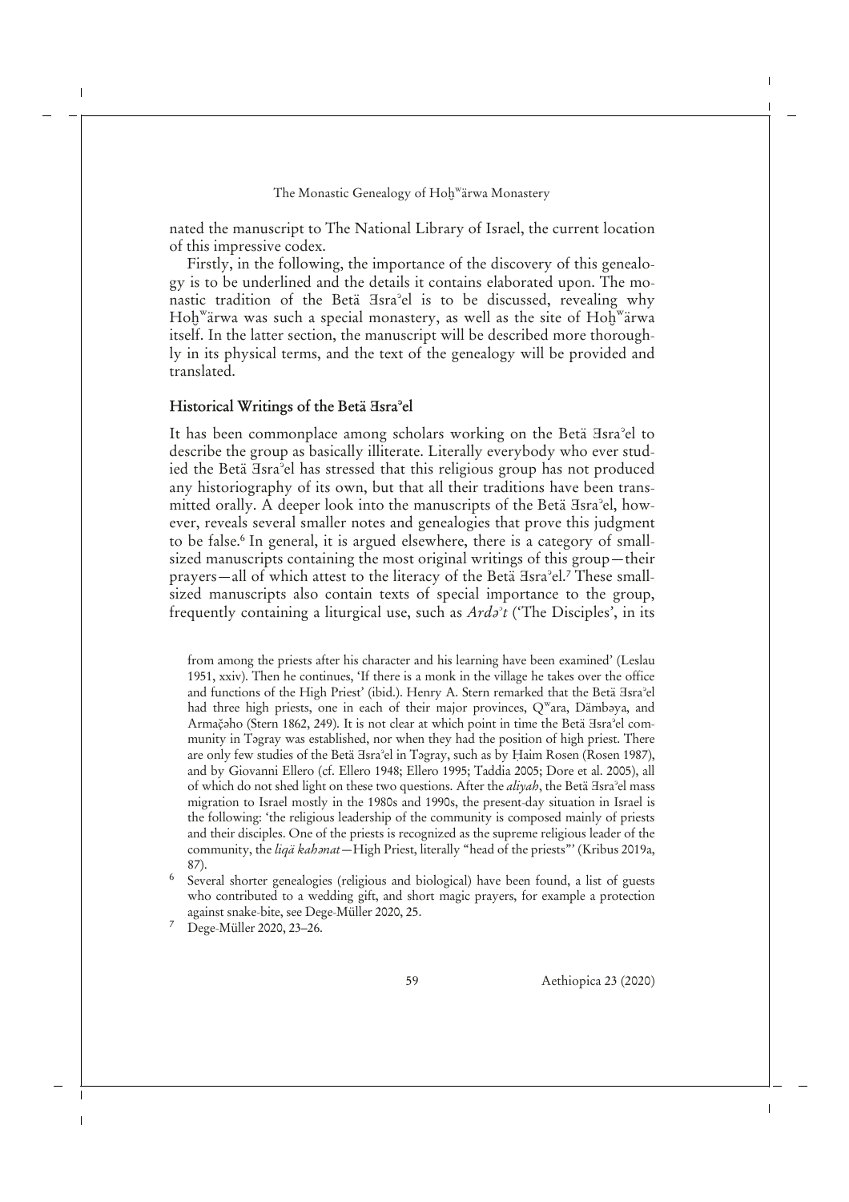nated the manuscript to The National Library of Israel, the current location of this impressive codex.

Firstly, in the following, the importance of the discovery of this genealogy is to be underlined and the details it contains elaborated upon. The monastic tradition of the Betä Ǝsraʾel is to be discussed, revealing why Hoḫʷärwa was such a special monastery, as well as the site of Hoḫʷärwa itself. In the latter section, the manuscript will be described more thoroughly in its physical terms, and the text of the genealogy will be provided and translated.

## Historical Writings of the Betä Ǝsraʾel

It has been commonplace among scholars working on the Betä Ǝsraʾel to describe the group as basically illiterate. Literally everybody who ever studied the Betä Ǝsraʾel has stressed that this religious group has not produced any historiography of its own, but that all their traditions have been transmitted orally. A deeper look into the manuscripts of the Betä Ǝsraʾel, however, reveals several smaller notes and genealogies that prove this judgment to be false.[6] In general, it is argued elsewhere, there is a category of small-sized manuscripts containing the most original writings of this group—their prayers—all of which attest to the literacy of the Betä Ǝsraʾel.[7] These small-sized manuscripts also contain texts of special importance to the group, frequently containing a liturgical use, such as *Ardəʾt* ('The Disciples', in its

---

from among the priests after his character and his learning have been examined' (Leslau 1951, xxiv). Then he continues, 'If there is a monk in the village he takes over the office and functions of the High Priest' (ibid.). Henry A. Stern remarked that the Betä Ǝsraʾel had three high priests, one in each of their major provinces, Qʷara, Dämbəya, and Armač̣əho (Stern 1862, 249). It is not clear at which point in time the Betä Ǝsraʾel community in Təgray was established, nor when they had the position of high priest. There are only few studies of the Betä Ǝsraʾel in Təgray, such as by Ḥaim Rosen (Rosen 1987), and by Giovanni Ellero (cf. Ellero 1948; Ellero 1995; Taddia 2005; Dore et al. 2005), all of which do not shed light on these two questions. After the *aliyah*, the Betä Ǝsraʾel mass migration to Israel mostly in the 1980s and 1990s, the present-day situation in Israel is the following: 'the religious leadership of the community is composed mainly of priests and their disciples. One of the priests is recognized as the supreme religious leader of the community, the *liqä kahənat*—High Priest, literally "head of the priests"' (Kribus 2019a, 87).

[6] Several shorter genealogies (religious and biological) have been found, a list of guests who contributed to a wedding gift, and short magic prayers, for example a protection against snake-bite, see Dege-Müller 2020, 25.

[7] Dege-Müller 2020, 23–26.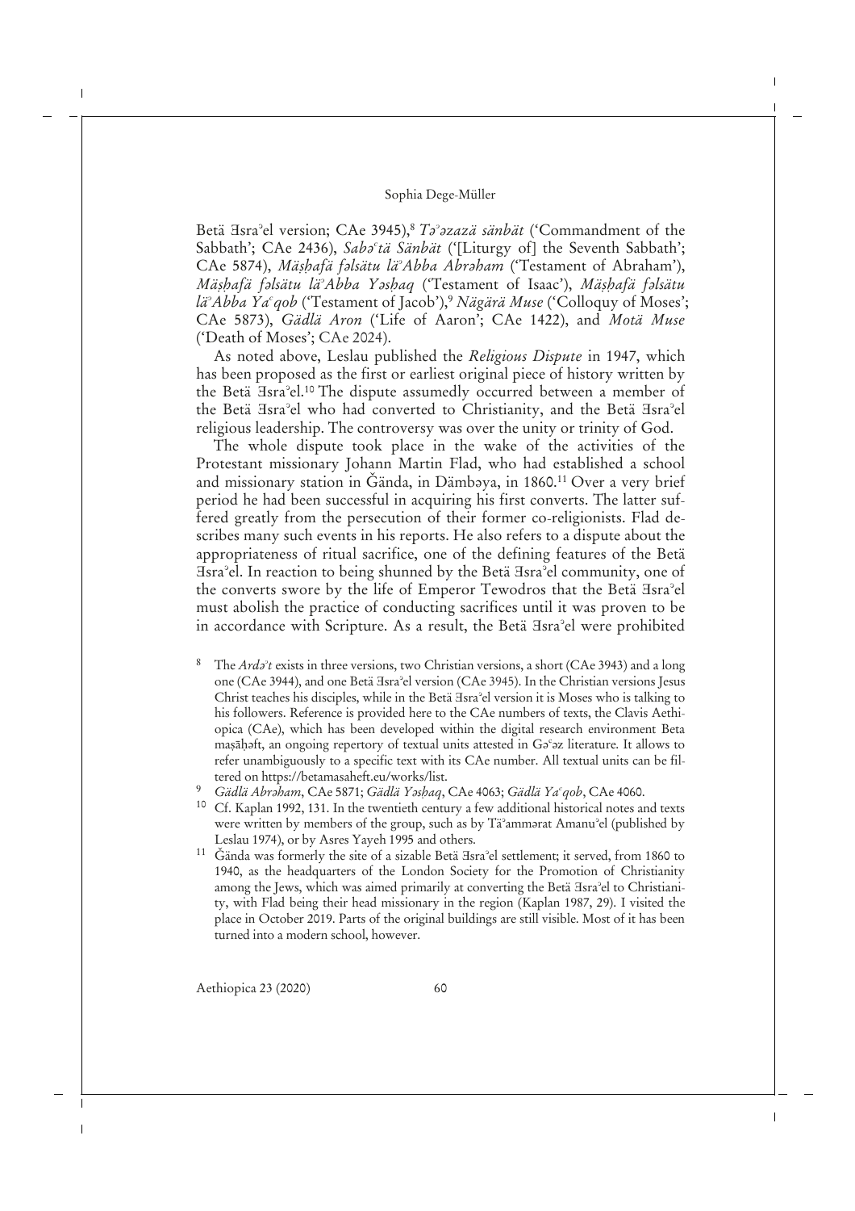Betä Ǝsraʾel version; CAe 3945),[8] *Təʾəzazä sänbät* ('Commandment of the Sabbath'; CAe 2436), *Sabəʿtä Sänbät* ('[Liturgy of] the Seventh Sabbath'; CAe 5874), *Mäṣḥafä fəlsätu läʾAbba Abrəham* ('Testament of Abraham'), *Mäṣḥafä fəlsätu läʾAbba Yəsḥaq* ('Testament of Isaac'), *Mäṣḥafä fəlsätu läʾAbba Yaʿqob* ('Testament of Jacob'),[9] *Nägärä Muse* ('Colloquy of Moses'; CAe 5873), *Gädlä Aron* ('Life of Aaron'; CAe 1422), and *Motä Muse* ('Death of Moses'; CAe 2024).

As noted above, Leslau published the *Religious Dispute* in 1947, which has been proposed as the first or earliest original piece of history written by the Betä Ǝsraʾel.[10] The dispute assumedly occurred between a member of the Betä Ǝsraʾel who had converted to Christianity, and the Betä Ǝsraʾel religious leadership. The controversy was over the unity or trinity of God.

The whole dispute took place in the wake of the activities of the Protestant missionary Johann Martin Flad, who had established a school and missionary station in Ǧända, in Dämbəya, in 1860.[11] Over a very brief period he had been successful in acquiring his first converts. The latter suffered greatly from the persecution of their former co-religionists. Flad describes many such events in his reports. He also refers to a dispute about the appropriateness of ritual sacrifice, one of the defining features of the Betä Ǝsraʾel. In reaction to being shunned by the Betä Ǝsraʾel community, one of the converts swore by the life of Emperor Tewodros that the Betä Ǝsraʾel must abolish the practice of conducting sacrifices until it was proven to be in accordance with Scripture. As a result, the Betä Ǝsraʾel were prohibited

[8] The *Ardəʾt* exists in three versions, two Christian versions, a short (CAe 3943) and a long one (CAe 3944), and one Betä Ǝsraʾel version (CAe 3945). In the Christian versions Jesus Christ teaches his disciples, while in the Betä Ǝsraʾel version it is Moses who is talking to his followers. Reference is provided here to the CAe numbers of texts, the Clavis Aethiopica (CAe), which has been developed within the digital research environment Beta maṣāḥəft, an ongoing repertory of textual units attested in Gəʿəz literature. It allows to refer unambiguously to a specific text with its CAe number. All textual units can be filtered on https://betamasaheft.eu/works/list.

[9] *Gädlä Abrəham*, CAe 5871; *Gädlä Yəsḥaq*, CAe 4063; *Gädlä Yaʿqob*, CAe 4060.

[10] Cf. Kaplan 1992, 131. In the twentieth century a few additional historical notes and texts were written by members of the group, such as by Täʾammərat Amanuʾel (published by Leslau 1974), or by Asres Yayeh 1995 and others.

[11] Ǧända was formerly the site of a sizable Betä Ǝsraʾel settlement; it served, from 1860 to 1940, as the headquarters of the London Society for the Promotion of Christianity among the Jews, which was aimed primarily at converting the Betä Ǝsraʾel to Christianity, with Flad being their head missionary in the region (Kaplan 1987, 29). I visited the place in October 2019. Parts of the original buildings are still visible. Most of it has been turned into a modern school, however.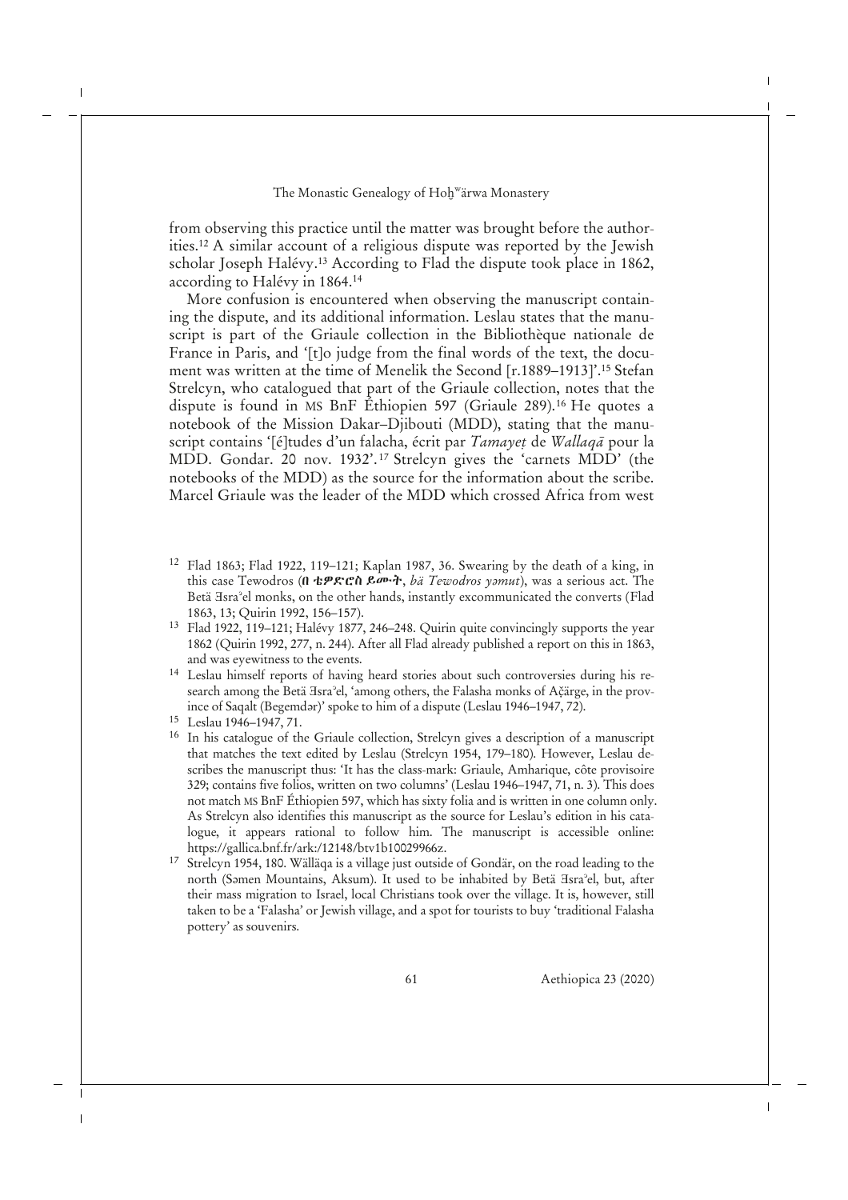from observing this practice until the matter was brought before the authorities.[12] A similar account of a religious dispute was reported by the Jewish scholar Joseph Halévy.[13] According to Flad the dispute took place in 1862, according to Halévy in 1864.[14]

More confusion is encountered when observing the manuscript containing the dispute, and its additional information. Leslau states that the manuscript is part of the Griaule collection in the Bibliothèque nationale de France in Paris, and '[t]o judge from the final words of the text, the document was written at the time of Menelik the Second [r.1889–1913]'.[15] Stefan Strelcyn, who catalogued that part of the Griaule collection, notes that the dispute is found in MS BnF Éthiopien 597 (Griaule 289).[16] He quotes a notebook of the Mission Dakar–Djibouti (MDD), stating that the manuscript contains '[é]tudes d'un falacha, écrit par *Tamayeṭ* de *Wallaqā* pour la MDD. Gondar. 20 nov. 1932'.[17] Strelcyn gives the 'carnets MDD' (the notebooks of the MDD) as the source for the information about the scribe. Marcel Griaule was the leader of the MDD which crossed Africa from west

---

[12] Flad 1863; Flad 1922, 119–121; Kaplan 1987, 36. Swearing by the death of a king, in this case Tewodros (በ ቴዎድሮስ ይሙት, *bä Tewodros yəmut*), was a serious act. The Betä Ǝsraʾel monks, on the other hands, instantly excommunicated the converts (Flad 1863, 13; Quirin 1992, 156–157).

[13] Flad 1922, 119–121; Halévy 1877, 246–248. Quirin quite convincingly supports the year 1862 (Quirin 1992, 277, n. 244). After all Flad already published a report on this in 1863, and was eyewitness to the events.

[14] Leslau himself reports of having heard stories about such controversies during his research among the Betä Ǝsraʾel, 'among others, the Falasha monks of Ačärge, in the province of Saqalt (Begemdər)' spoke to him of a dispute (Leslau 1946–1947, 72).

[15] Leslau 1946–1947, 71.

[16] In his catalogue of the Griaule collection, Strelcyn gives a description of a manuscript that matches the text edited by Leslau (Strelcyn 1954, 179–180). However, Leslau describes the manuscript thus: 'It has the class-mark: Griaule, Amharique, côte provisoire 329; contains five folios, written on two columns' (Leslau 1946–1947, 71, n. 3). This does not match MS BnF Éthiopien 597, which has sixty folia and is written in one column only. As Strelcyn also identifies this manuscript as the source for Leslau's edition in his catalogue, it appears rational to follow him. The manuscript is accessible online: https://gallica.bnf.fr/ark:/12148/btv1b10029966z.

[17] Strelcyn 1954, 180. Wälläqa is a village just outside of Gondär, on the road leading to the north (Səmen Mountains, Aksum). It used to be inhabited by Betä Ǝsraʾel, but, after their mass migration to Israel, local Christians took over the village. It is, however, still taken to be a 'Falasha' or Jewish village, and a spot for tourists to buy 'traditional Falasha pottery' as souvenirs.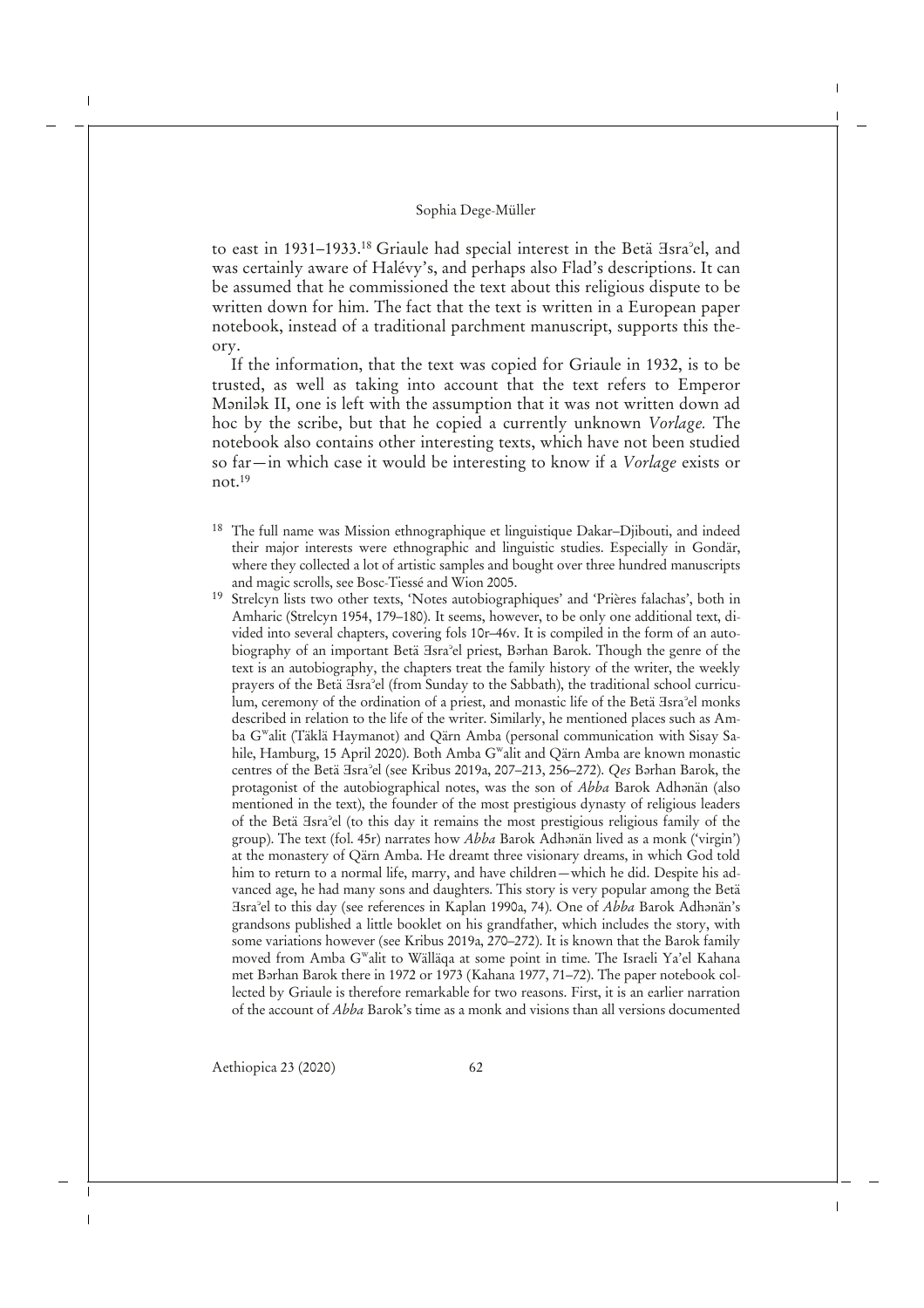to east in 1931–1933.[18] Griaule had special interest in the Betä Ǝsraʾel, and was certainly aware of Halévy's, and perhaps also Flad's descriptions. It can be assumed that he commissioned the text about this religious dispute to be written down for him. The fact that the text is written in a European paper notebook, instead of a traditional parchment manuscript, supports this theory.

If the information, that the text was copied for Griaule in 1932, is to be trusted, as well as taking into account that the text refers to Emperor Mənilək II, one is left with the assumption that it was not written down ad hoc by the scribe, but that he copied a currently unknown *Vorlage.* The notebook also contains other interesting texts, which have not been studied so far—in which case it would be interesting to know if a *Vorlage* exists or not.[19]

[18] The full name was Mission ethnographique et linguistique Dakar–Djibouti, and indeed their major interests were ethnographic and linguistic studies. Especially in Gondär, where they collected a lot of artistic samples and bought over three hundred manuscripts and magic scrolls, see Bosc-Tiessé and Wion 2005.

[19] Strelcyn lists two other texts, 'Notes autobiographiques' and 'Prières falachas', both in Amharic (Strelcyn 1954, 179–180). It seems, however, to be only one additional text, divided into several chapters, covering fols 10r–46v. It is compiled in the form of an autobiography of an important Betä Ǝsraʾel priest, Bərhan Barok. Though the genre of the text is an autobiography, the chapters treat the family history of the writer, the weekly prayers of the Betä Ǝsraʾel (from Sunday to the Sabbath), the traditional school curriculum, ceremony of the ordination of a priest, and monastic life of the Betä Ǝsraʾel monks described in relation to the life of the writer. Similarly, he mentioned places such as Amba Gʷalit (Täklä Haymanot) and Qärn Amba (personal communication with Sisay Sahile, Hamburg, 15 April 2020). Both Amba Gʷalit and Qärn Amba are known monastic centres of the Betä Ǝsraʾel (see Kribus 2019a, 207–213, 256–272). *Qes* Bərhan Barok, the protagonist of the autobiographical notes, was the son of *Abba* Barok Adhənän (also mentioned in the text), the founder of the most prestigious dynasty of religious leaders of the Betä Ǝsraʾel (to this day it remains the most prestigious religious family of the group). The text (fol. 45r) narrates how *Abba* Barok Adhənän lived as a monk ('virgin') at the monastery of Qärn Amba. He dreamt three visionary dreams, in which God told him to return to a normal life, marry, and have children—which he did. Despite his advanced age, he had many sons and daughters. This story is very popular among the Betä Ǝsraʾel to this day (see references in Kaplan 1990a, 74). One of *Abba* Barok Adhənän's grandsons published a little booklet on his grandfather, which includes the story, with some variations however (see Kribus 2019a, 270–272). It is known that the Barok family moved from Amba Gʷalit to Wälläqa at some point in time. The Israeli Ya'el Kahana met Bərhan Barok there in 1972 or 1973 (Kahana 1977, 71–72). The paper notebook collected by Griaule is therefore remarkable for two reasons. First, it is an earlier narration of the account of *Abba* Barok's time as a monk and visions than all versions documented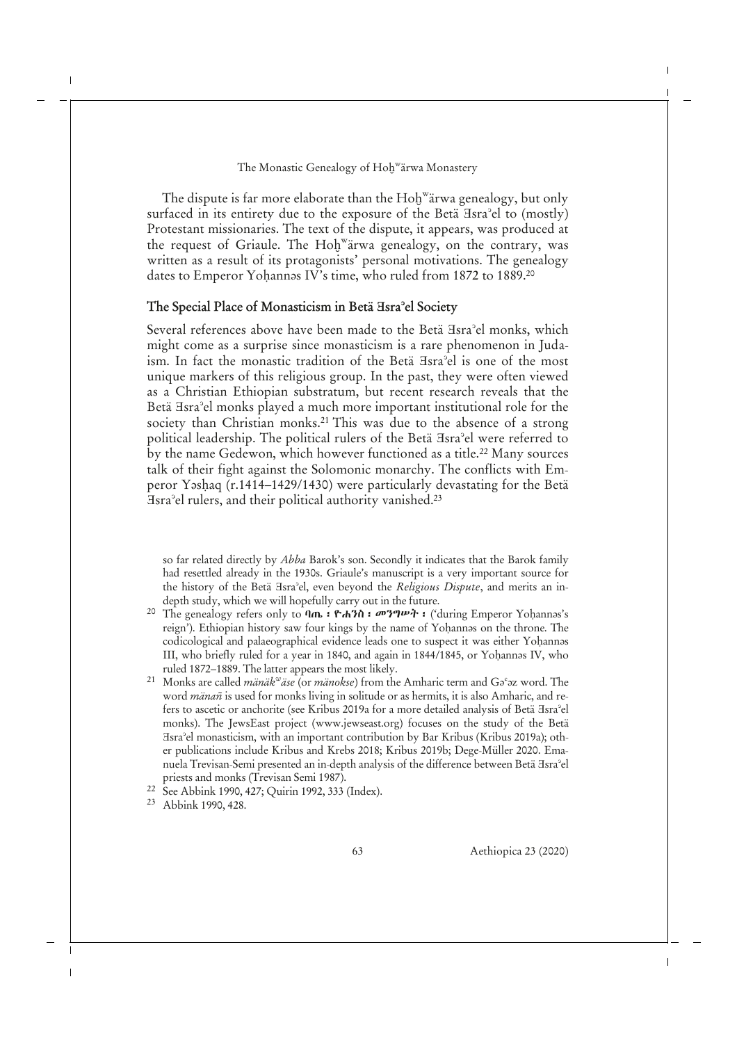The dispute is far more elaborate than the Hoḫʷärwa genealogy, but only surfaced in its entirety due to the exposure of the Betä Ǝsraʾel to (mostly) Protestant missionaries. The text of the dispute, it appears, was produced at the request of Griaule. The Hoḫʷärwa genealogy, on the contrary, was written as a result of its protagonists' personal motivations. The genealogy dates to Emperor Yoḥannəs IV's time, who ruled from 1872 to 1889.[20]

## The Special Place of Monasticism in Betä Ǝsraʾel Society

Several references above have been made to the Betä Ǝsraʾel monks, which might come as a surprise since monasticism is a rare phenomenon in Judaism. In fact the monastic tradition of the Betä Ǝsraʾel is one of the most unique markers of this religious group. In the past, they were often viewed as a Christian Ethiopian substratum, but recent research reveals that the Betä Ǝsraʾel monks played a much more important institutional role for the society than Christian monks.[21] This was due to the absence of a strong political leadership. The political rulers of the Betä Ǝsraʾel were referred to by the name Gedewon, which however functioned as a title.[22] Many sources talk of their fight against the Solomonic monarchy. The conflicts with Emperor Yəsḥaq (r.1414–1429/1430) were particularly devastating for the Betä Ǝsraʾel rulers, and their political authority vanished.[23]

so far related directly by *Abba* Barok's son. Secondly it indicates that the Barok family had resettled already in the 1930s. Griaule's manuscript is a very important source for the history of the Betä Ǝsraʾel, even beyond the *Religious Dispute*, and merits an in-depth study, which we will hopefully carry out in the future.

[20] The genealogy refers only to **ባጤ ፡ ዮሐንስ ፡ መንግሥት ፡** ('during Emperor Yoḥannəs's reign'). Ethiopian history saw four kings by the name of Yoḥannəs on the throne. The codicological and palaeographical evidence leads one to suspect it was either Yoḥannəs III, who briefly ruled for a year in 1840, and again in 1844/1845, or Yoḥannəs IV, who ruled 1872–1889. The latter appears the most likely.

[21] Monks are called *mänäkʷäse* (or *mänokse*) from the Amharic term and Gəʿəz word. The word *mänañ* is used for monks living in solitude or as hermits, it is also Amharic, and refers to ascetic or anchorite (see Kribus 2019a for a more detailed analysis of Betä Ǝsraʾel monks). The JewsEast project (www.jewseast.org) focuses on the study of the Betä Ǝsraʾel monasticism, with an important contribution by Bar Kribus (Kribus 2019a); other publications include Kribus and Krebs 2018; Kribus 2019b; Dege-Müller 2020. Emanuela Trevisan-Semi presented an in-depth analysis of the difference between Betä Ǝsraʾel priests and monks (Trevisan Semi 1987).

[22] See Abbink 1990, 427; Quirin 1992, 333 (Index).

[23] Abbink 1990, 428.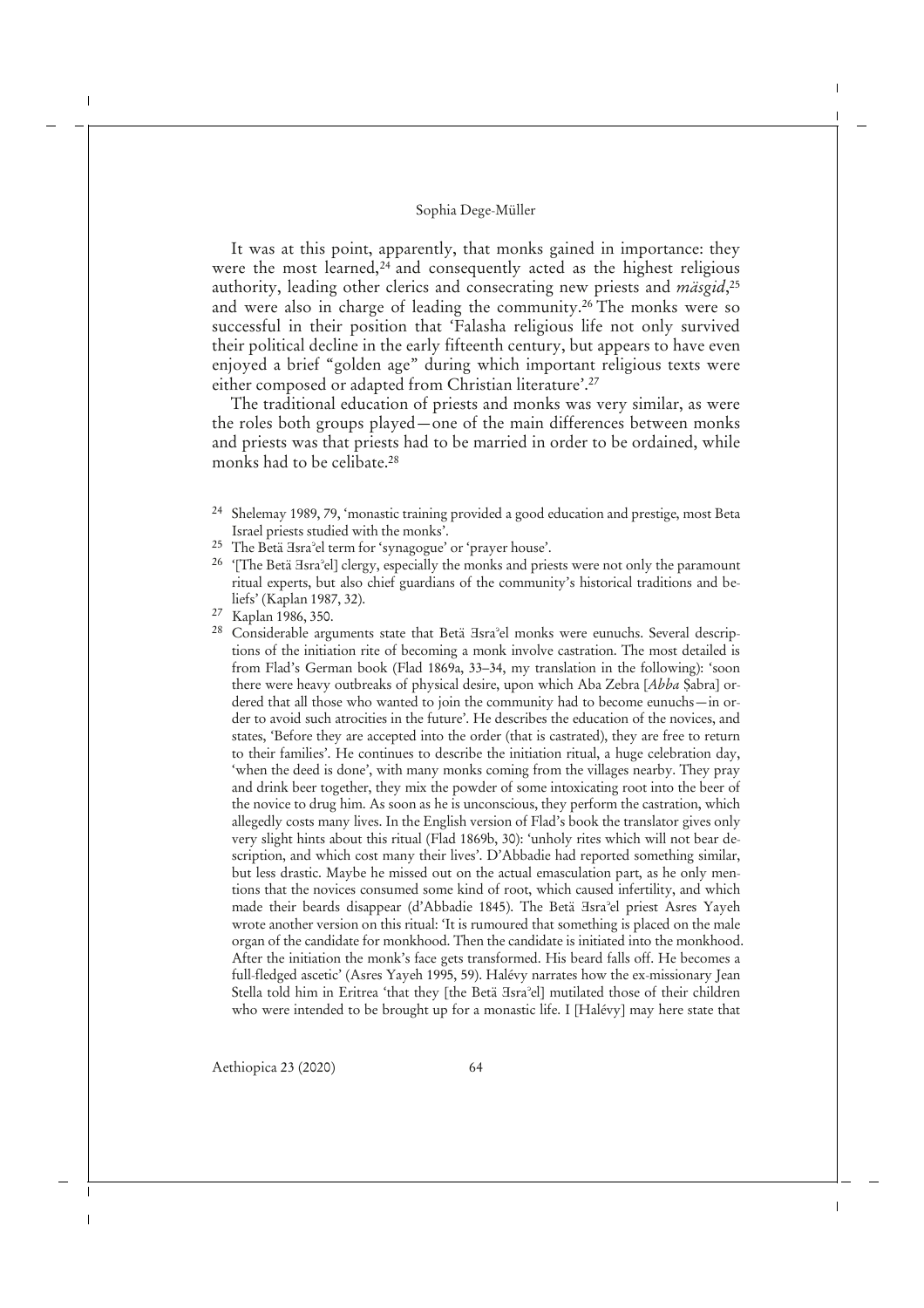It was at this point, apparently, that monks gained in importance: they were the most learned,[24] and consequently acted as the highest religious authority, leading other clerics and consecrating new priests and *mäsgid*,[25] and were also in charge of leading the community.[26] The monks were so successful in their position that 'Falasha religious life not only survived their political decline in the early fifteenth century, but appears to have even enjoyed a brief "golden age" during which important religious texts were either composed or adapted from Christian literature'.[27]

The traditional education of priests and monks was very similar, as were the roles both groups played—one of the main differences between monks and priests was that priests had to be married in order to be ordained, while monks had to be celibate.[28]

---

[24] Shelemay 1989, 79, 'monastic training provided a good education and prestige, most Beta Israel priests studied with the monks'.

[25] The Betä Ǝsraʾel term for 'synagogue' or 'prayer house'.

[26] '[The Betä Ǝsraʾel] clergy, especially the monks and priests were not only the paramount ritual experts, but also chief guardians of the community's historical traditions and beliefs' (Kaplan 1987, 32).

[27] Kaplan 1986, 350.

[28] Considerable arguments state that Betä Ǝsraʾel monks were eunuchs. Several descriptions of the initiation rite of becoming a monk involve castration. The most detailed is from Flad's German book (Flad 1869a, 33–34, my translation in the following): 'soon there were heavy outbreaks of physical desire, upon which Aba Zebra [*Abba* Ṣabra] ordered that all those who wanted to join the community had to become eunuchs—in order to avoid such atrocities in the future'. He describes the education of the novices, and states, 'Before they are accepted into the order (that is castrated), they are free to return to their families'. He continues to describe the initiation ritual, a huge celebration day, 'when the deed is done', with many monks coming from the villages nearby. They pray and drink beer together, then they mix the powder of some intoxicating root into the beer of the novice to drug him. As soon as he is unconscious, they perform the castration, which allegedly costs many lives. In the English version of Flad's book the translator gives only very slight hints about this ritual (Flad 1869b, 30): 'unholy rites which will not bear description, and which cost many their lives'. D'Abbadie had reported something similar, but less drastic. Maybe he missed out on the actual emasculation part, as he only mentions that the novices consumed some kind of root, which caused infertility, and which made their beards disappear (d'Abbadie 1845). The Betä Ǝsraʾel priest Asres Yayeh wrote another version on this ritual: 'It is rumoured that something is placed on the male organ of the candidate for monkhood. Then the candidate is initiated into the monkhood. After the initiation the monk's face gets transformed. His beard falls off. He becomes a full-fledged ascetic' (Asres Yayeh 1995, 59). Halévy narrates how the ex-missionary Jean Stella told him in Eritrea 'that they [the Betä Ǝsraʾel] mutilated those of their children who were intended to be brought up for a monastic life. I [Halévy] may here state that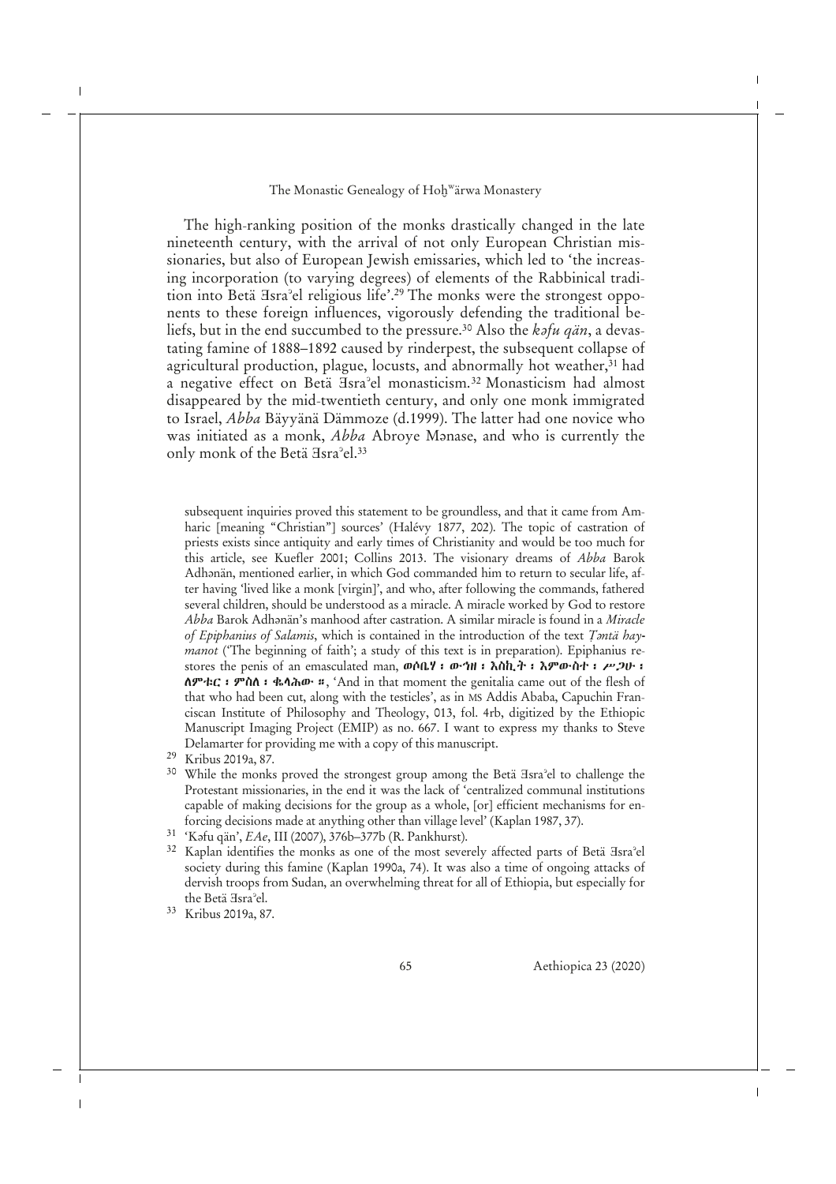The high-ranking position of the monks drastically changed in the late nineteenth century, with the arrival of not only European Christian missionaries, but also of European Jewish emissaries, which led to 'the increasing incorporation (to varying degrees) of elements of the Rabbinical tradition into Betä Ǝsraʾel religious life'.[29] The monks were the strongest opponents to these foreign influences, vigorously defending the traditional beliefs, but in the end succumbed to the pressure.[30] Also the *kəfu qän*, a devastating famine of 1888–1892 caused by rinderpest, the subsequent collapse of agricultural production, plague, locusts, and abnormally hot weather,[31] had a negative effect on Betä Ǝsraʾel monasticism.[32] Monasticism had almost disappeared by the mid-twentieth century, and only one monk immigrated to Israel, *Abba* Bäyyänä Dämmoze (d.1999). The latter had one novice who was initiated as a monk, *Abba* Abroye Mənase, and who is currently the only monk of the Betä Ǝsraʾel.[33]

subsequent inquiries proved this statement to be groundless, and that it came from Amharic [meaning "Christian"] sources' (Halévy 1877, 202). The topic of castration of priests exists since antiquity and early times of Christianity and would be too much for this article, see Kuefler 2001; Collins 2013. The visionary dreams of *Abba* Barok Adhənän, mentioned earlier, in which God commanded him to return to secular life, after having 'lived like a monk [virgin]', and who, after following the commands, fathered several children, should be understood as a miracle. A miracle worked by God to restore *Abba* Barok Adhənän's manhood after castration. A similar miracle is found in a *Miracle of Epiphanius of Salamis*, which is contained in the introduction of the text *Ṭəntä haymanot* ('The beginning of faith'; a study of this text is in preparation). Epiphanius restores the penis of an emasculated man, **ወሶቤሃ ፡ ውኅዘ ፡ እስኪት ፡ እምውስተ ፡ ሥጋሁ ፡ ለምቱር ፡ ምስለ ፡ ቈላሕው ።**, 'And in that moment the genitalia came out of the flesh of that who had been cut, along with the testicles', as in MS Addis Ababa, Capuchin Franciscan Institute of Philosophy and Theology, 013, fol. 4rb, digitized by the Ethiopic Manuscript Imaging Project (EMIP) as no. 667. I want to express my thanks to Steve Delamarter for providing me with a copy of this manuscript.

[29] Kribus 2019a, 87.

[30] While the monks proved the strongest group among the Betä Ǝsraʾel to challenge the Protestant missionaries, in the end it was the lack of 'centralized communal institutions capable of making decisions for the group as a whole, [or] efficient mechanisms for enforcing decisions made at anything other than village level' (Kaplan 1987, 37).

[31] 'Kəfu qän', *EAe*, III (2007), 376b–377b (R. Pankhurst).

[32] Kaplan identifies the monks as one of the most severely affected parts of Betä Ǝsraʾel society during this famine (Kaplan 1990a, 74). It was also a time of ongoing attacks of dervish troops from Sudan, an overwhelming threat for all of Ethiopia, but especially for the Betä Ǝsraʾel.

[33] Kribus 2019a, 87.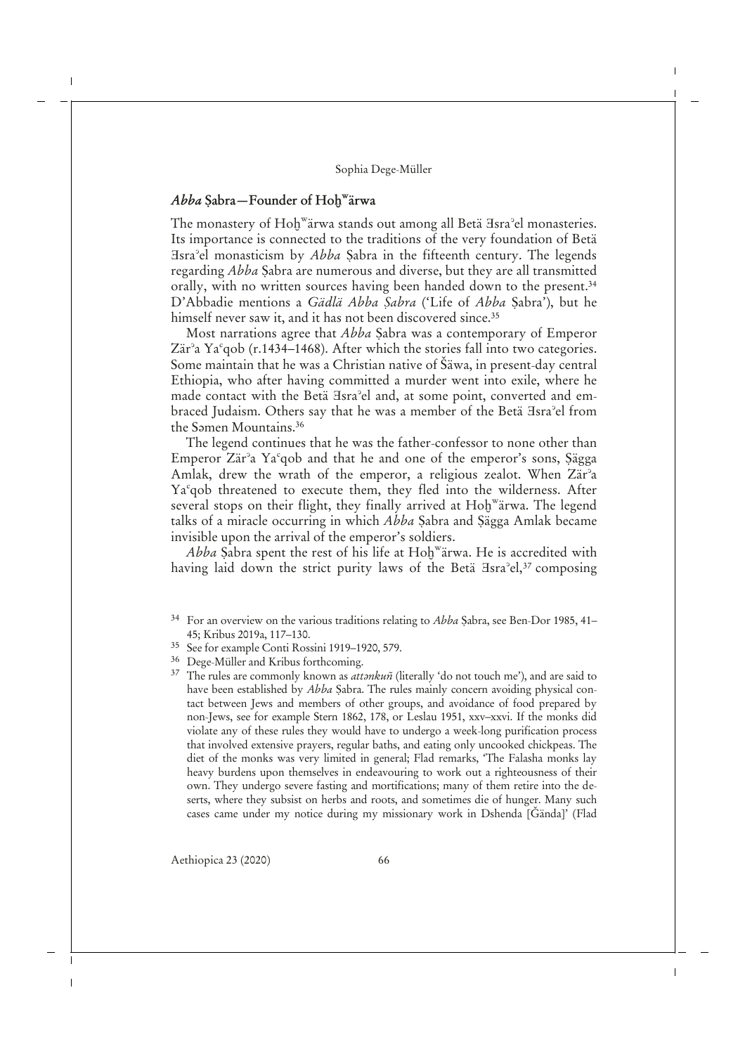## *Abba* Ṣabra—Founder of Hoḫʷärwa

The monastery of Hoḫʷärwa stands out among all Betä Ǝsraʾel monasteries. Its importance is connected to the traditions of the very foundation of Betä Ǝsraʾel monasticism by *Abba* Ṣabra in the fifteenth century. The legends regarding *Abba* Ṣabra are numerous and diverse, but they are all transmitted orally, with no written sources having been handed down to the present.[34] D'Abbadie mentions a *Gädlä Abba Ṣabra* ('Life of *Abba* Ṣabra'), but he himself never saw it, and it has not been discovered since.[35]

Most narrations agree that *Abba* Ṣabra was a contemporary of Emperor Zärʾa Yaʿqob (r.1434–1468). After which the stories fall into two categories. Some maintain that he was a Christian native of Šäwa, in present-day central Ethiopia, who after having committed a murder went into exile, where he made contact with the Betä Ǝsraʾel and, at some point, converted and embraced Judaism. Others say that he was a member of the Betä Ǝsraʾel from the Sǝmen Mountains.[36]

The legend continues that he was the father-confessor to none other than Emperor Zärʾa Yaʿqob and that he and one of the emperor's sons, Ṣägga Amlak, drew the wrath of the emperor, a religious zealot. When Zärʾa Yaʿqob threatened to execute them, they fled into the wilderness. After several stops on their flight, they finally arrived at Hoḫʷärwa. The legend talks of a miracle occurring in which *Abba* Ṣabra and Ṣägga Amlak became invisible upon the arrival of the emperor's soldiers.

*Abba* Ṣabra spent the rest of his life at Hoḫʷärwa. He is accredited with having laid down the strict purity laws of the Betä Ǝsraʾel,[37] composing

---

[34] For an overview on the various traditions relating to *Abba* Ṣabra, see Ben-Dor 1985, 41–45; Kribus 2019a, 117–130.

[35] See for example Conti Rossini 1919–1920, 579.

[36] Dege-Müller and Kribus forthcoming.

[37] The rules are commonly known as *attǝnkuñ* (literally 'do not touch me'), and are said to have been established by *Abba* Ṣabra. The rules mainly concern avoiding physical contact between Jews and members of other groups, and avoidance of food prepared by non-Jews, see for example Stern 1862, 178, or Leslau 1951, xxv–xxvi. If the monks did violate any of these rules they would have to undergo a week-long purification process that involved extensive prayers, regular baths, and eating only uncooked chickpeas. The diet of the monks was very limited in general; Flad remarks, 'The Falasha monks lay heavy burdens upon themselves in endeavouring to work out a righteousness of their own. They undergo severe fasting and mortifications; many of them retire into the deserts, where they subsist on herbs and roots, and sometimes die of hunger. Many such cases came under my notice during my missionary work in Dshenda [Ǧända]' (Flad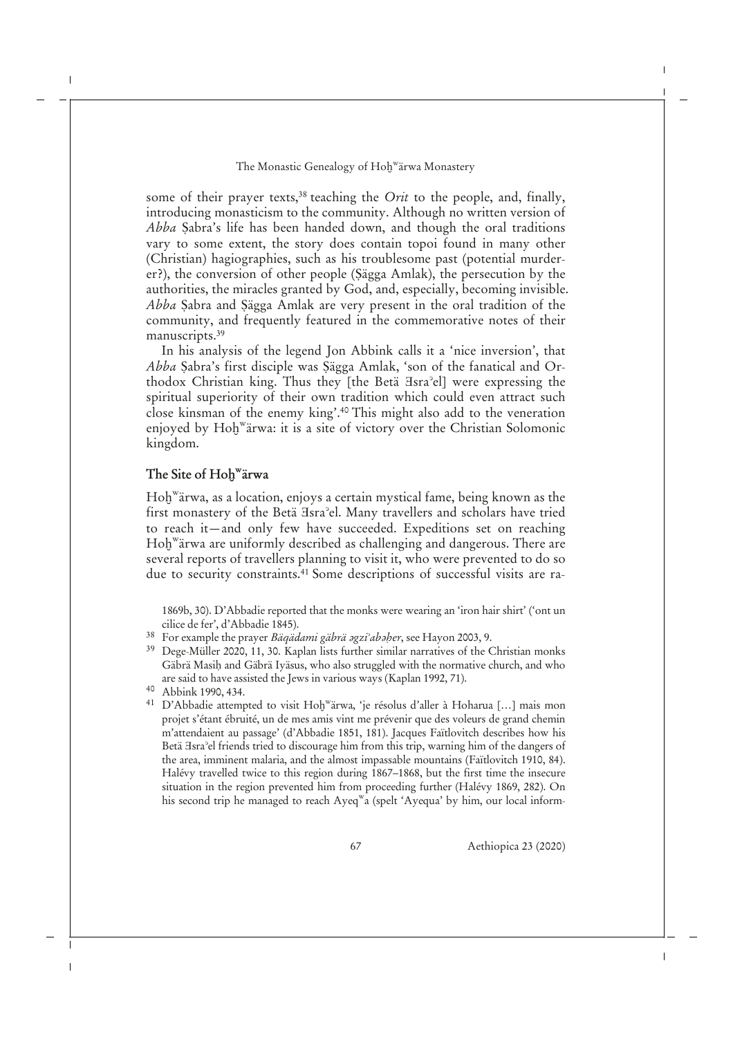some of their prayer texts,[38] teaching the *Orit* to the people, and, finally, introducing monasticism to the community. Although no written version of *Abba* Ṣabra's life has been handed down, and though the oral traditions vary to some extent, the story does contain topoi found in many other (Christian) hagiographies, such as his troublesome past (potential murderer?), the conversion of other people (Ṣägga Amlak), the persecution by the authorities, the miracles granted by God, and, especially, becoming invisible. *Abba* Ṣabra and Ṣägga Amlak are very present in the oral tradition of the community, and frequently featured in the commemorative notes of their manuscripts.[39]

In his analysis of the legend Jon Abbink calls it a 'nice inversion', that *Abba* Ṣabra's first disciple was Ṣägga Amlak, 'son of the fanatical and Orthodox Christian king. Thus they [the Betä Ǝsraʾel] were expressing the spiritual superiority of their own tradition which could even attract such close kinsman of the enemy king'.[40] This might also add to the veneration enjoyed by Hoḫʷärwa: it is a site of victory over the Christian Solomonic kingdom.

## The Site of Hoḫʷärwa

Hoḫʷärwa, as a location, enjoys a certain mystical fame, being known as the first monastery of the Betä Ǝsraʾel. Many travellers and scholars have tried to reach it—and only few have succeeded. Expeditions set on reaching Hoḫʷärwa are uniformly described as challenging and dangerous. There are several reports of travellers planning to visit it, who were prevented to do so due to security constraints.[41] Some descriptions of successful visits are ra-

1869b, 30). D'Abbadie reported that the monks were wearing an 'iron hair shirt' ('ont un cilice de fer', d'Abbadie 1845).

[38] For example the prayer *Bäqädami gäbrä əgziʾabəḥer*, see Hayon 2003, 9.

[39] Dege-Müller 2020, 11, 30. Kaplan lists further similar narratives of the Christian monks Gäbrä Masiḥ and Gäbrä Iyäsus, who also struggled with the normative church, and who are said to have assisted the Jews in various ways (Kaplan 1992, 71).

[40] Abbink 1990, 434.

[41] D'Abbadie attempted to visit Hoḫʷärwa, 'je résolus d'aller à Hoharua […] mais mon projet s'étant ébruité, un de mes amis vint me prévenir que des voleurs de grand chemin m'attendaient au passage' (d'Abbadie 1851, 181). Jacques Faïtlovitch describes how his Betä Ǝsraʾel friends tried to discourage him from this trip, warning him of the dangers of the area, imminent malaria, and the almost impassable mountains (Faïtlovitch 1910, 84). Halévy travelled twice to this region during 1867–1868, but the first time the insecure situation in the region prevented him from proceeding further (Halévy 1869, 282). On his second trip he managed to reach Ayeqʷa (spelt 'Ayequa' by him, our local inform-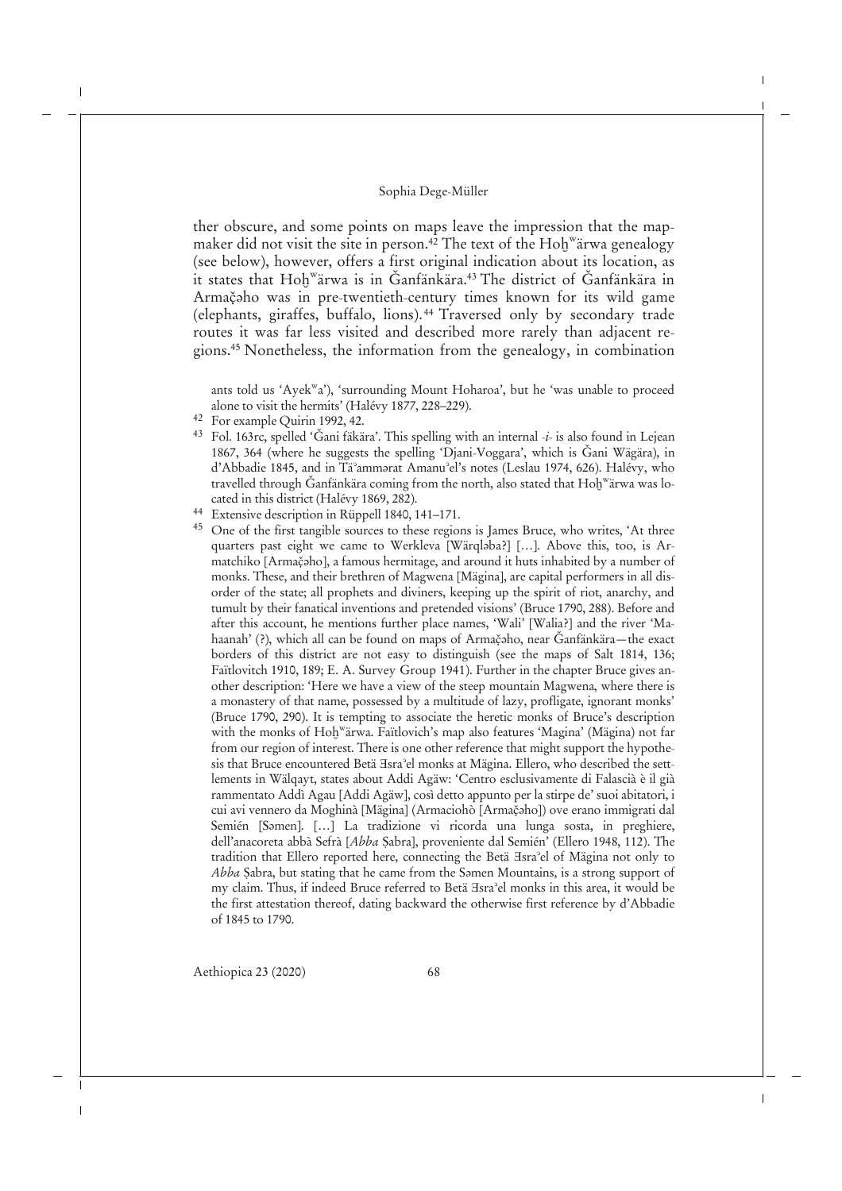ther obscure, and some points on maps leave the impression that the mapmaker did not visit the site in person.[42] The text of the Hoḫʷärwa genealogy (see below), however, offers a first original indication about its location, as it states that Hoḫʷärwa is in Ǧanfänkära.[43] The district of Ǧanfänkära in Armačəho was in pre-twentieth-century times known for its wild game (elephants, giraffes, buffalo, lions).[44] Traversed only by secondary trade routes it was far less visited and described more rarely than adjacent regions.[45] Nonetheless, the information from the genealogy, in combination

ants told us 'Ayekʷa'), 'surrounding Mount Hoharoa', but he 'was unable to proceed alone to visit the hermits' (Halévy 1877, 228–229).

[42] For example Quirin 1992, 42.

[43] Fol. 163rc, spelled 'Ǧani fäkära'. This spelling with an internal *-i-* is also found in Lejean 1867, 364 (where he suggests the spelling 'Djani-Voggara', which is Ǧani Wägära), in d'Abbadie 1845, and in Täʾammərat Amanuʾel's notes (Leslau 1974, 626). Halévy, who travelled through Ǧanfänkära coming from the north, also stated that Hoḫʷärwa was located in this district (Halévy 1869, 282).

[44] Extensive description in Rüppell 1840, 141–171.

[45] One of the first tangible sources to these regions is James Bruce, who writes, 'At three quarters past eight we came to Werkleva [Wärqləba?] […]. Above this, too, is Armatchiko [Armačəho], a famous hermitage, and around it huts inhabited by a number of monks. These, and their brethren of Magwena [Mägina], are capital performers in all disorder of the state; all prophets and diviners, keeping up the spirit of riot, anarchy, and tumult by their fanatical inventions and pretended visions' (Bruce 1790, 288). Before and after this account, he mentions further place names, 'Wali' [Walia?] and the river 'Mahaanah' (?), which all can be found on maps of Armačəho, near Ǧanfänkära—the exact borders of this district are not easy to distinguish (see the maps of Salt 1814, 136; Faïtlovitch 1910, 189; E. A. Survey Group 1941). Further in the chapter Bruce gives another description: 'Here we have a view of the steep mountain Magwena, where there is a monastery of that name, possessed by a multitude of lazy, profligate, ignorant monks' (Bruce 1790, 290). It is tempting to associate the heretic monks of Bruce's description with the monks of Hoḫʷärwa. Faïtlovich's map also features 'Magina' (Mägina) not far from our region of interest. There is one other reference that might support the hypothesis that Bruce encountered Betä Ǝsraʾel monks at Mägina. Ellero, who described the settlements in Wälqayt, states about Addi Agäw: 'Centro esclusivamente di Falascià è il già rammentato Addì Agau [Addi Agäw], così detto appunto per la stirpe de' suoi abitatori, i cui avi vennero da Moghinà [Mägina] (Armaciohò [Armačəho]) ove erano immigrati dal Semién [Səmen]. […] La tradizione vi ricorda una lunga sosta, in preghiere, dell'anacoreta abbà Sefrà [*Abba* Ṣabra], proveniente dal Semién' (Ellero 1948, 112). The tradition that Ellero reported here, connecting the Betä Ǝsraʾel of Mägina not only to *Abba* Ṣabra, but stating that he came from the Səmen Mountains, is a strong support of my claim. Thus, if indeed Bruce referred to Betä Ǝsraʾel monks in this area, it would be the first attestation thereof, dating backward the otherwise first reference by d'Abbadie of 1845 to 1790.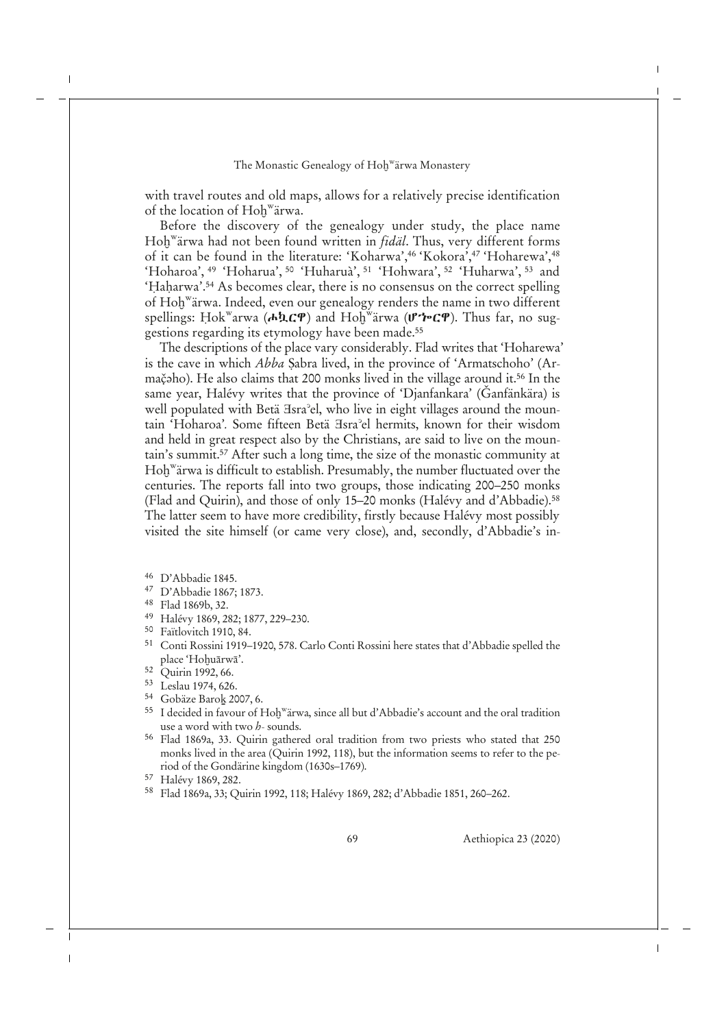with travel routes and old maps, allows for a relatively precise identification of the location of Hoḫʷärwa.

Before the discovery of the genealogy under study, the place name Hoḫʷärwa had not been found written in *fidäl*. Thus, very different forms of it can be found in the literature: 'Koharwa',[46] 'Kokora',[47] 'Hoharewa',[48] 'Hoharoa', [49] 'Hoharua', [50] 'Huharuà', [51] 'Hohwara', [52] 'Huharwa', [53] and 'Ḥaḥarwa'.[54] As becomes clear, there is no consensus on the correct spelling of Hoḫʷärwa. Indeed, even our genealogy renders the name in two different spellings: Ḥokʷarwa (ሖኳርዋ) and Hoḫʷärwa (ሆኈርዋ). Thus far, no suggestions regarding its etymology have been made.[55]

The descriptions of the place vary considerably. Flad writes that 'Hoharewa' is the cave in which *Abba* Ṣabra lived, in the province of 'Armatschoho' (Armačəho). He also claims that 200 monks lived in the village around it.[56] In the same year, Halévy writes that the province of 'Djanfankara' (Ǧanfänkära) is well populated with Betä Ǝsraʾel, who live in eight villages around the mountain 'Hoharoa'. Some fifteen Betä Ǝsraʾel hermits, known for their wisdom and held in great respect also by the Christians, are said to live on the mountain's summit.[57] After such a long time, the size of the monastic community at Hoḫʷärwa is difficult to establish. Presumably, the number fluctuated over the centuries. The reports fall into two groups, those indicating 200–250 monks (Flad and Quirin), and those of only 15–20 monks (Halévy and d'Abbadie).[58] The latter seem to have more credibility, firstly because Halévy most possibly visited the site himself (or came very close), and, secondly, d'Abbadie's in-

[46] D'Abbadie 1845.

[47] D'Abbadie 1867; 1873.

[48] Flad 1869b, 32.

[49] Halévy 1869, 282; 1877, 229–230.

[50] Faïtlovitch 1910, 84.

[51] Conti Rossini 1919–1920, 578. Carlo Conti Rossini here states that d'Abbadie spelled the place 'Hoḫuārwā'.

[52] Quirin 1992, 66.

[53] Leslau 1974, 626.

[54] Gobäze Baroḵ 2007, 6.

[55] I decided in favour of Hoḫʷärwa, since all but d'Abbadie's account and the oral tradition use a word with two *h*- sounds.

[56] Flad 1869a, 33. Quirin gathered oral tradition from two priests who stated that 250 monks lived in the area (Quirin 1992, 118), but the information seems to refer to the period of the Gondärine kingdom (1630s–1769).

[57] Halévy 1869, 282.

[58] Flad 1869a, 33; Quirin 1992, 118; Halévy 1869, 282; d'Abbadie 1851, 260–262.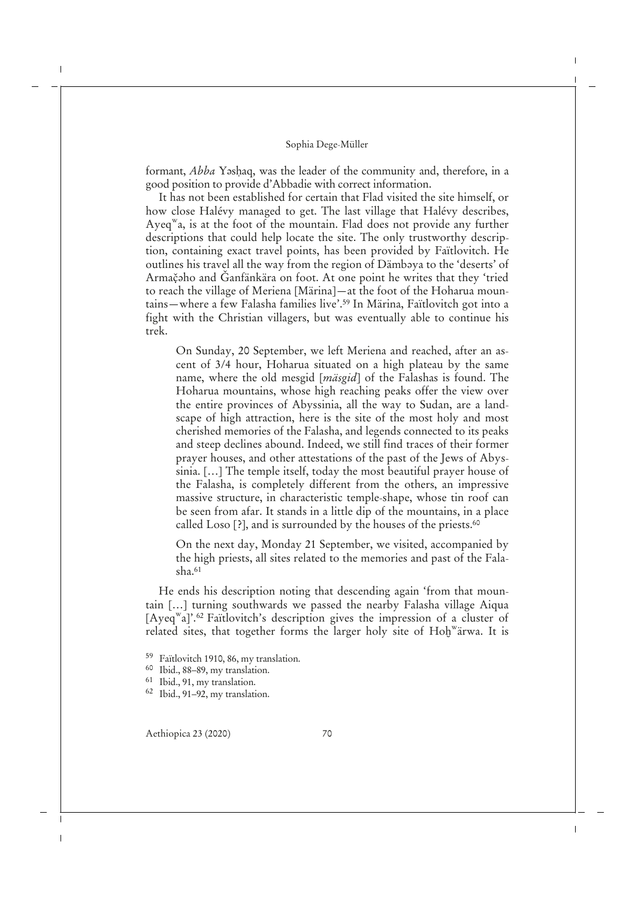formant, *Abba* Yəsḥaq, was the leader of the community and, therefore, in a good position to provide d'Abbadie with correct information.

It has not been established for certain that Flad visited the site himself, or how close Halévy managed to get. The last village that Halévy describes, Ayeqʷa, is at the foot of the mountain. Flad does not provide any further descriptions that could help locate the site. The only trustworthy description, containing exact travel points, has been provided by Faïtlovitch. He outlines his travel all the way from the region of Dämbəya to the 'deserts' of Armačəho and Ǧanfänkära on foot. At one point he writes that they 'tried to reach the village of Meriena [Märina]—at the foot of the Hoharua mountains—where a few Falasha families live'.[59] In Märina, Faïtlovitch got into a fight with the Christian villagers, but was eventually able to continue his trek.

> On Sunday, 20 September, we left Meriena and reached, after an ascent of 3/4 hour, Hoharua situated on a high plateau by the same name, where the old mesgid [*mäsgid*] of the Falashas is found. The Hoharua mountains, whose high reaching peaks offer the view over the entire provinces of Abyssinia, all the way to Sudan, are a landscape of high attraction, here is the site of the most holy and most cherished memories of the Falasha, and legends connected to its peaks and steep declines abound. Indeed, we still find traces of their former prayer houses, and other attestations of the past of the Jews of Abyssinia. […] The temple itself, today the most beautiful prayer house of the Falasha, is completely different from the others, an impressive massive structure, in characteristic temple-shape, whose tin roof can be seen from afar. It stands in a little dip of the mountains, in a place called Loso [?], and is surrounded by the houses of the priests.[60]
>
> On the next day, Monday 21 September, we visited, accompanied by the high priests, all sites related to the memories and past of the Falasha.[61]

He ends his description noting that descending again 'from that mountain […] turning southwards we passed the nearby Falasha village Aiqua [Ayeqʷa]'.[62] Faïtlovitch's description gives the impression of a cluster of related sites, that together forms the larger holy site of Hoḫʷärwa. It is

[59] Faïtlovitch 1910, 86, my translation.

[60] Ibid., 88–89, my translation.

[61] Ibid., 91, my translation.

[62] Ibid., 91–92, my translation.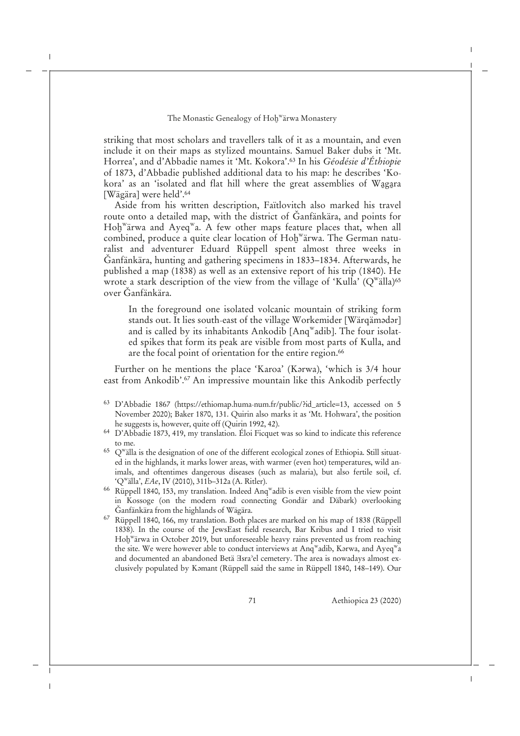striking that most scholars and travellers talk of it as a mountain, and even include it on their maps as stylized mountains. Samuel Baker dubs it 'Mt. Horrea', and d'Abbadie names it 'Mt. Kokora'.[63] In his *Géodésie d'Éthiopie* of 1873, d'Abbadie published additional data to his map: he describes 'Kokora' as an 'isolated and flat hill where the great assemblies of Wagara [Wägära] were held'.[64]

Aside from his written description, Faïtlovitch also marked his travel route onto a detailed map, with the district of Ǧanfänkära, and points for Hoḫʷärwa and Ayeqʷa. A few other maps feature places that, when all combined, produce a quite clear location of Hoḫʷärwa. The German naturalist and adventurer Eduard Rüppell spent almost three weeks in Ǧanfänkära, hunting and gathering specimens in 1833–1834. Afterwards, he published a map (1838) as well as an extensive report of his trip (1840). He wrote a stark description of the view from the village of 'Kulla' (Qʷälla)[65] over Ǧanfänkära.

> In the foreground one isolated volcanic mountain of striking form stands out. It lies south-east of the village Workemider [Wärqämədər] and is called by its inhabitants Ankodib [Anqʷadib]. The four isolated spikes that form its peak are visible from most parts of Kulla, and are the focal point of orientation for the entire region.[66]

Further on he mentions the place 'Karoa' (Kərwa), 'which is 3/4 hour east from Ankodib'.[67] An impressive mountain like this Ankodib perfectly

---

[63] D'Abbadie 1867 (https://ethiomap.huma-num.fr/public/?id_article=13, accessed on 5 November 2020); Baker 1870, 131. Quirin also marks it as 'Mt. Hohwara', the position he suggests is, however, quite off (Quirin 1992, 42).

[64] D'Abbadie 1873, 419, my translation. Éloi Ficquet was so kind to indicate this reference to me.

[65] Qʷälla is the designation of one of the different ecological zones of Ethiopia. Still situated in the highlands, it marks lower areas, with warmer (even hot) temperatures, wild animals, and oftentimes dangerous diseases (such as malaria), but also fertile soil, cf. 'Qʷälla', *EAe*, IV (2010), 311b–312a (A. Ritler).

[66] Rüppell 1840, 153, my translation. Indeed Anqʷadib is even visible from the view point in Kossoge (on the modern road connecting Gondär and Däbark) overlooking Ǧanfänkära from the highlands of Wägära.

[67] Rüppell 1840, 166, my translation. Both places are marked on his map of 1838 (Rüppell 1838). In the course of the JewsEast field research, Bar Kribus and I tried to visit Hoḫʷärwa in October 2019, but unforeseeable heavy rains prevented us from reaching the site. We were however able to conduct interviews at Anqʷadib, Kərwa, and Ayeqʷa and documented an abandoned Betä Ǝsraʾel cemetery. The area is nowadays almost exclusively populated by Kəmant (Rüppell said the same in Rüppell 1840, 148–149). Our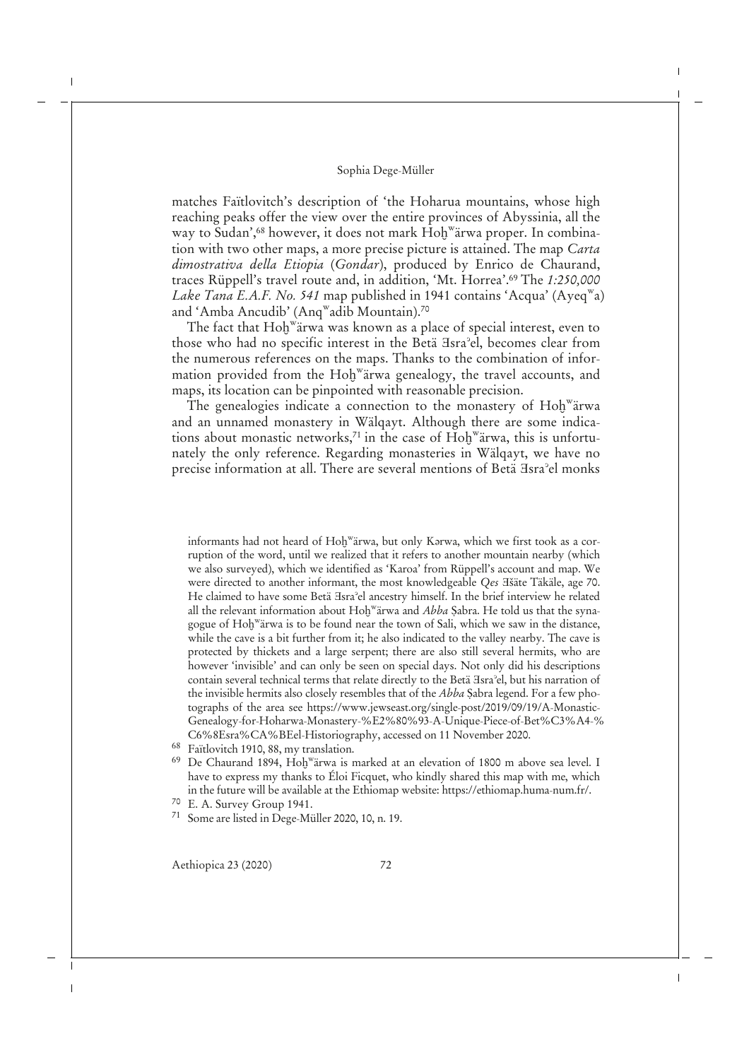matches Faïtlovitch's description of 'the Hoharua mountains, whose high reaching peaks offer the view over the entire provinces of Abyssinia, all the way to Sudan',[68] however, it does not mark Hoḫʷärwa proper. In combination with two other maps, a more precise picture is attained. The map *Carta dimostrativa della Etiopia* (*Gondar*), produced by Enrico de Chaurand, traces Rüppell's travel route and, in addition, 'Mt. Horrea'.[69] The *1:250,000 Lake Tana E.A.F. No. 541* map published in 1941 contains 'Acqua' (Ayeqʷa) and 'Amba Ancudib' (Anqʷadib Mountain).[70]

The fact that Hoḫʷärwa was known as a place of special interest, even to those who had no specific interest in the Betä Ǝsraʾel, becomes clear from the numerous references on the maps. Thanks to the combination of information provided from the Hoḫʷärwa genealogy, the travel accounts, and maps, its location can be pinpointed with reasonable precision.

The genealogies indicate a connection to the monastery of Hoḫʷärwa and an unnamed monastery in Wälqayt. Although there are some indications about monastic networks,[71] in the case of Hoḫʷärwa, this is unfortunately the only reference. Regarding monasteries in Wälqayt, we have no precise information at all. There are several mentions of Betä Ǝsraʾel monks

informants had not heard of Hoḫʷärwa, but only Kərwa, which we first took as a corruption of the word, until we realized that it refers to another mountain nearby (which we also surveyed), which we identified as 'Karoa' from Rüppell's account and map. We were directed to another informant, the most knowledgeable *Qes* Ǝšäte Täkäle, age 70. He claimed to have some Betä Ǝsraʾel ancestry himself. In the brief interview he related all the relevant information about Hoḫʷärwa and *Abba* Ṣabra. He told us that the synagogue of Hoḫʷärwa is to be found near the town of Sali, which we saw in the distance, while the cave is a bit further from it; he also indicated to the valley nearby. The cave is protected by thickets and a large serpent; there are also still several hermits, who are however 'invisible' and can only be seen on special days. Not only did his descriptions contain several technical terms that relate directly to the Betä Ǝsraʾel, but his narration of the invisible hermits also closely resembles that of the *Abba* Ṣabra legend. For a few photographs of the area see https://www.jewseast.org/single-post/2019/09/19/A-Monastic-Genealogy-for-Hoharwa-Monastery-%E2%80%93-A-Unique-Piece-of-Bet%C3%A4-%C6%8Esra%CA%BEel-Historiography, accessed on 11 November 2020.

[68] Faïtlovitch 1910, 88, my translation.

[69] De Chaurand 1894, Hoḫʷärwa is marked at an elevation of 1800 m above sea level. I have to express my thanks to Éloi Ficquet, who kindly shared this map with me, which in the future will be available at the Ethiomap website: https://ethiomap.huma-num.fr/.

[70] E. A. Survey Group 1941.

[71] Some are listed in Dege-Müller 2020, 10, n. 19.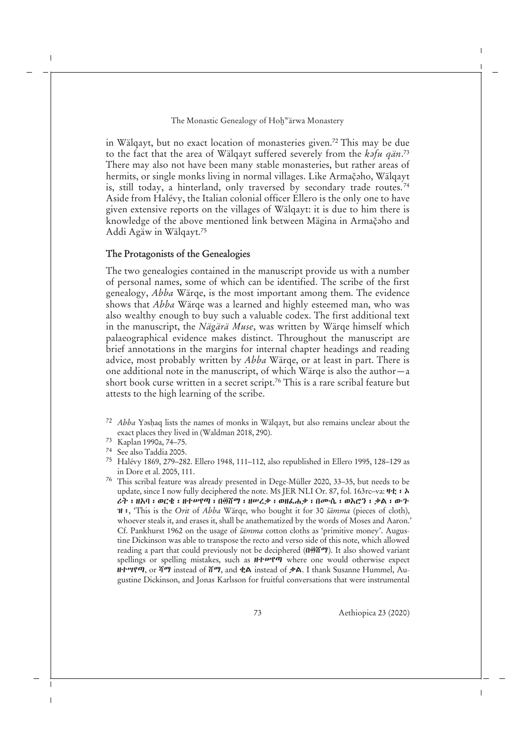in Wälqayt, but no exact location of monasteries given.[72] This may be due to the fact that the area of Wälqayt suffered severely from the *kəfu qän*.[73] There may also not have been many stable monasteries, but rather areas of hermits, or single monks living in normal villages. Like Armačəho, Wälqayt is, still today, a hinterland, only traversed by secondary trade routes.[74] Aside from Halévy, the Italian colonial officer Ellero is the only one to have given extensive reports on the villages of Wälqayt: it is due to him there is knowledge of the above mentioned link between Mägina in Armačəho and Addi Agäw in Wälqayt.[75]

## The Protagonists of the Genealogies

The two genealogies contained in the manuscript provide us with a number of personal names, some of which can be identified. The scribe of the first genealogy, *Abba* Wärqe, is the most important among them. The evidence shows that *Abba* Wärqe was a learned and highly esteemed man, who was also wealthy enough to buy such a valuable codex. The first additional text in the manuscript, the *Nägärä Muse*, was written by Wärqe himself which palaeographical evidence makes distinct. Throughout the manuscript are brief annotations in the margins for internal chapter headings and reading advice, most probably written by *Abba* Wärqe, or at least in part. There is one additional note in the manuscript, of which Wärqe is also the author—a short book curse written in a secret script.[76] This is a rare scribal feature but attests to the high learning of the scribe.

---

[72] *Abba* Yəsḥaq lists the names of monks in Wälqayt, but also remains unclear about the exact places they lived in (Waldman 2018, 290).

[73] Kaplan 1990a, 74–75.

[74] See also Taddia 2005.

[75] Halévy 1869, 279–282. Ellero 1948, 111–112, also republished in Ellero 1995, 128–129 as in Dore et al. 2005, 111.

[76] This scribal feature was already presented in Dege-Müller 2020, 33–35, but needs to be update, since I now fully deciphered the note. Ms JER NLI Or. 87, fol. 163rc–va: ዛቲ ፡ ኦሪት ፡ ዘአባ ፡ ወርቄ ፡ ዘተሠየጣ ፡ በ፴ሽማ ፡ ዘሠረቃ ፡ ወዘፈሐቃ ፡ በሙሴ ፡ ወአሮን ፡ ቃል ፡ ውጉዝ ፡, 'This is the *Orit* of *Abba* Wärqe, who bought it for 30 *šämma* (pieces of cloth), whoever steals it, and erases it, shall be anathematized by the words of Moses and Aaron.' Cf. Pankhurst 1962 on the usage of *šämma* cotton cloths as 'primitive money'. Augustine Dickinson was able to transpose the recto and verso side of this note, which allowed reading a part that could previously not be deciphered (በ፴ሽማ). It also showed variant spellings or spelling mistakes, such as ዘተሠየጣ where one would otherwise expect ዘተሣየጣ, or ሻማ instead of ሽማ, and ቂል instead of ቃል. I thank Susanne Hummel, Augustine Dickinson, and Jonas Karlsson for fruitful conversations that were instrumental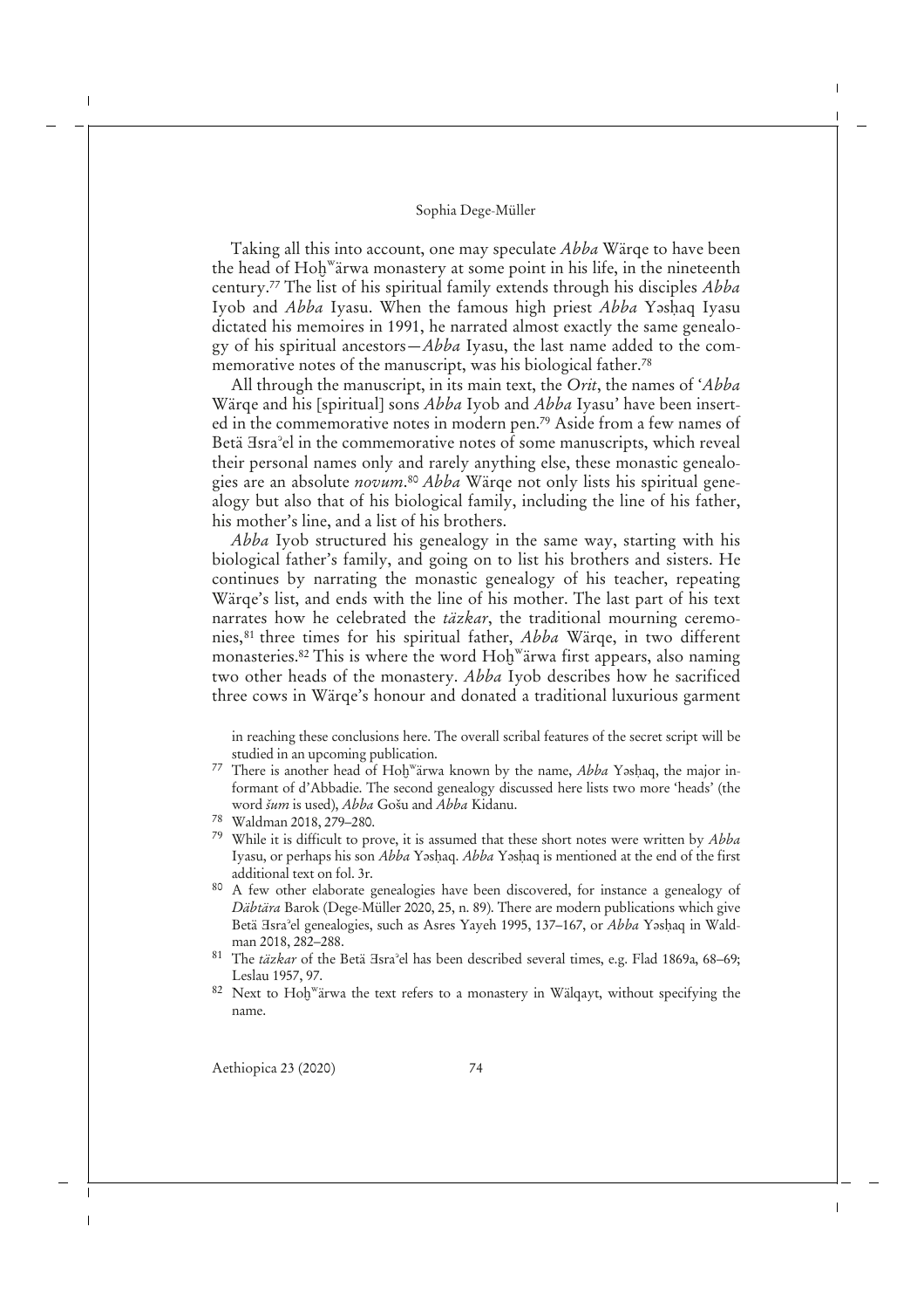Taking all this into account, one may speculate *Abba* Wärqe to have been the head of Hoḫʷärwa monastery at some point in his life, in the nineteenth century.[77] The list of his spiritual family extends through his disciples *Abba* Iyob and *Abba* Iyasu. When the famous high priest *Abba* Yəsḥaq Iyasu dictated his memoires in 1991, he narrated almost exactly the same genealogy of his spiritual ancestors—*Abba* Iyasu, the last name added to the commemorative notes of the manuscript, was his biological father.[78]

All through the manuscript, in its main text, the *Orit*, the names of '*Abba* Wärqe and his [spiritual] sons *Abba* Iyob and *Abba* Iyasu' have been inserted in the commemorative notes in modern pen.[79] Aside from a few names of Betä Ǝsraʾel in the commemorative notes of some manuscripts, which reveal their personal names only and rarely anything else, these monastic genealogies are an absolute *novum*.[80] *Abba* Wärqe not only lists his spiritual genealogy but also that of his biological family, including the line of his father, his mother's line, and a list of his brothers.

*Abba* Iyob structured his genealogy in the same way, starting with his biological father's family, and going on to list his brothers and sisters. He continues by narrating the monastic genealogy of his teacher, repeating Wärqe's list, and ends with the line of his mother. The last part of his text narrates how he celebrated the *täzkar*, the traditional mourning ceremonies,[81] three times for his spiritual father, *Abba* Wärqe, in two different monasteries.[82] This is where the word Hoḫʷärwa first appears, also naming two other heads of the monastery. *Abba* Iyob describes how he sacrificed three cows in Wärqe's honour and donated a traditional luxurious garment

in reaching these conclusions here. The overall scribal features of the secret script will be studied in an upcoming publication.

77 There is another head of Hoḫʷärwa known by the name, *Abba* Yəsḥaq, the major informant of d'Abbadie. The second genealogy discussed here lists two more 'heads' (the word *šum* is used), *Abba* Gošu and *Abba* Kidanu.

78 Waldman 2018, 279–280.

79 While it is difficult to prove, it is assumed that these short notes were written by *Abba* Iyasu, or perhaps his son *Abba* Yəsḥaq. *Abba* Yəsḥaq is mentioned at the end of the first additional text on fol. 3r.

80 A few other elaborate genealogies have been discovered, for instance a genealogy of *Däbtära* Barok (Dege-Müller 2020, 25, n. 89). There are modern publications which give Betä Ǝsraʾel genealogies, such as Asres Yayeh 1995, 137–167, or *Abba* Yəsḥaq in Waldman 2018, 282–288.

81 The *täzkar* of the Betä Ǝsraʾel has been described several times, e.g. Flad 1869a, 68–69; Leslau 1957, 97.

82 Next to Hoḫʷärwa the text refers to a monastery in Wälqayt, without specifying the name.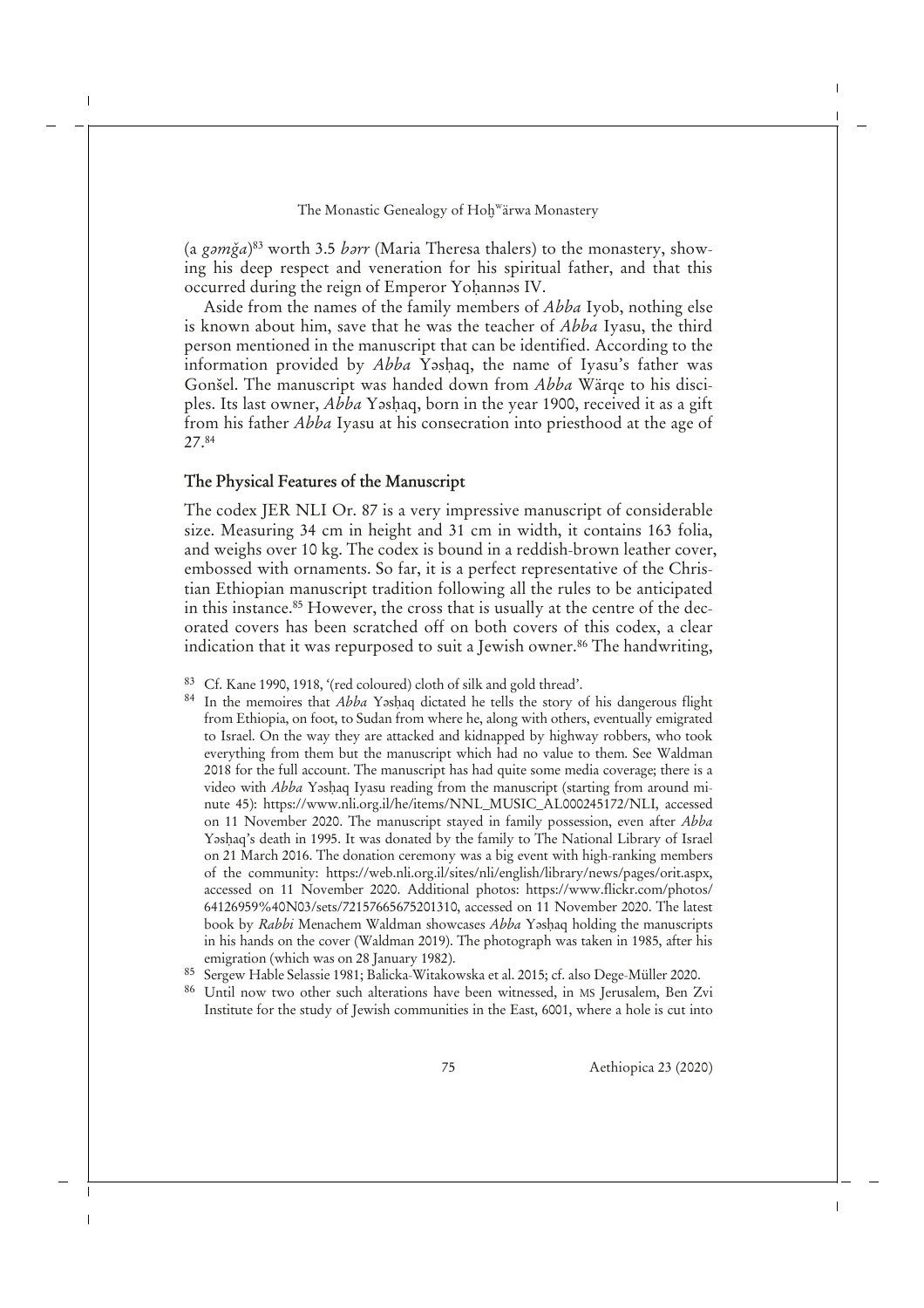(a *gəmǧa*)[83] worth 3.5 *bərr* (Maria Theresa thalers) to the monastery, showing his deep respect and veneration for his spiritual father, and that this occurred during the reign of Emperor Yoḥannəs IV.

Aside from the names of the family members of *Abba* Iyob, nothing else is known about him, save that he was the teacher of *Abba* Iyasu, the third person mentioned in the manuscript that can be identified. According to the information provided by *Abba* Yəsḥaq, the name of Iyasu's father was Gonšel. The manuscript was handed down from *Abba* Wärqe to his disciples. Its last owner, *Abba* Yəsḥaq, born in the year 1900, received it as a gift from his father *Abba* Iyasu at his consecration into priesthood at the age of 27.[84]

## The Physical Features of the Manuscript

The codex JER NLI Or. 87 is a very impressive manuscript of considerable size. Measuring 34 cm in height and 31 cm in width, it contains 163 folia, and weighs over 10 kg. The codex is bound in a reddish-brown leather cover, embossed with ornaments. So far, it is a perfect representative of the Christian Ethiopian manuscript tradition following all the rules to be anticipated in this instance.[85] However, the cross that is usually at the centre of the decorated covers has been scratched off on both covers of this codex, a clear indication that it was repurposed to suit a Jewish owner.[86] The handwriting,

[83] Cf. Kane 1990, 1918, '(red coloured) cloth of silk and gold thread'.

[84] In the memoires that *Abba* Yəsḥaq dictated he tells the story of his dangerous flight from Ethiopia, on foot, to Sudan from where he, along with others, eventually emigrated to Israel. On the way they are attacked and kidnapped by highway robbers, who took everything from them but the manuscript which had no value to them. See Waldman 2018 for the full account. The manuscript has had quite some media coverage; there is a video with *Abba* Yəsḥaq Iyasu reading from the manuscript (starting from around minute 45): https://www.nli.org.il/he/items/NNL_MUSIC_AL000245172/NLI, accessed on 11 November 2020. The manuscript stayed in family possession, even after *Abba* Yəsḥaq's death in 1995. It was donated by the family to The National Library of Israel on 21 March 2016. The donation ceremony was a big event with high-ranking members of the community: https://web.nli.org.il/sites/nli/english/library/news/pages/orit.aspx, accessed on 11 November 2020. Additional photos: https://www.flickr.com/photos/64126959%40N03/sets/72157665675201310, accessed on 11 November 2020. The latest book by *Rabbi* Menachem Waldman showcases *Abba* Yəsḥaq holding the manuscripts in his hands on the cover (Waldman 2019). The photograph was taken in 1985, after his emigration (which was on 28 January 1982).

[85] Sergew Hable Selassie 1981; Balicka-Witakowska et al. 2015; cf. also Dege-Müller 2020.

[86] Until now two other such alterations have been witnessed, in MS Jerusalem, Ben Zvi Institute for the study of Jewish communities in the East, 6001, where a hole is cut into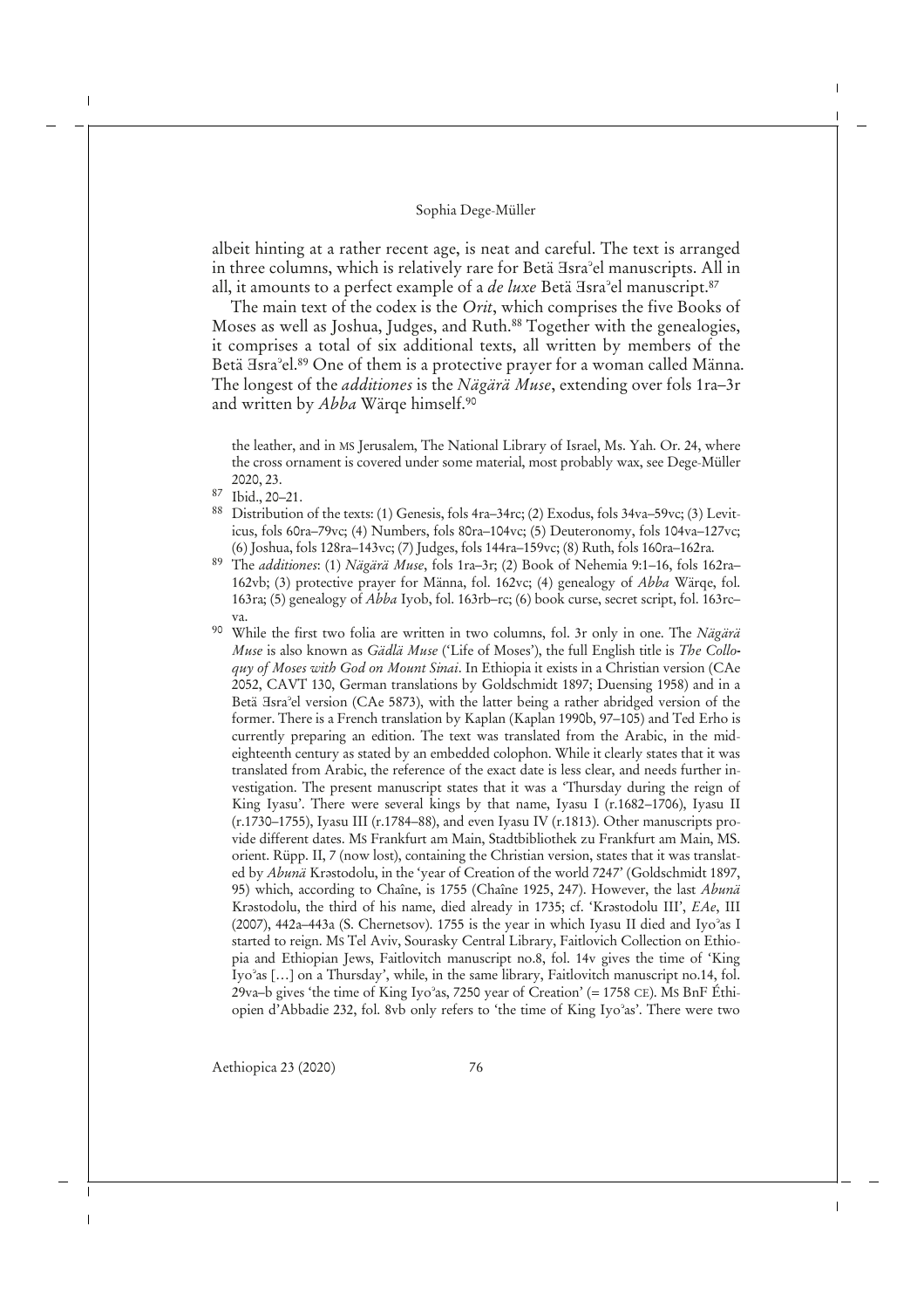albeit hinting at a rather recent age, is neat and careful. The text is arranged in three columns, which is relatively rare for Betä Ǝsraʾel manuscripts. All in all, it amounts to a perfect example of a *de luxe* Betä Ǝsraʾel manuscript.[87]

The main text of the codex is the *Orit*, which comprises the five Books of Moses as well as Joshua, Judges, and Ruth.[88] Together with the genealogies, it comprises a total of six additional texts, all written by members of the Betä Ǝsraʾel.[89] One of them is a protective prayer for a woman called Männa. The longest of the *additiones* is the *Nägärä Muse*, extending over fols 1ra–3r and written by *Abba* Wärqe himself.[90]

the leather, and in MS Jerusalem, The National Library of Israel, Ms. Yah. Or. 24, where the cross ornament is covered under some material, most probably wax, see Dege-Müller 2020, 23.

[87] Ibid., 20–21.

[88] Distribution of the texts: (1) Genesis, fols 4ra–34rc; (2) Exodus, fols 34va–59vc; (3) Leviticus, fols 60ra–79vc; (4) Numbers, fols 80ra–104vc; (5) Deuteronomy, fols 104va–127vc; (6) Joshua, fols 128ra–143vc; (7) Judges, fols 144ra–159vc; (8) Ruth, fols 160ra–162ra.

[89] The *additiones*: (1) *Nägärä Muse*, fols 1ra–3r; (2) Book of Nehemia 9:1–16, fols 162ra–162vb; (3) protective prayer for Männa, fol. 162vc; (4) genealogy of *Abba* Wärqe, fol. 163ra; (5) genealogy of *Abba* Iyob, fol. 163rb–rc; (6) book curse, secret script, fol. 163rc–va.

[90] While the first two folia are written in two columns, fol. 3r only in one. The *Nägärä Muse* is also known as *Gädlä Muse* ('Life of Moses'), the full English title is *The Colloquy of Moses with God on Mount Sinai*. In Ethiopia it exists in a Christian version (CAe 2052, CAVT 130, German translations by Goldschmidt 1897; Duensing 1958) and in a Betä Ǝsraʾel version (CAe 5873), with the latter being a rather abridged version of the former. There is a French translation by Kaplan (Kaplan 1990b, 97–105) and Ted Erho is currently preparing an edition. The text was translated from the Arabic, in the mid-eighteenth century as stated by an embedded colophon. While it clearly states that it was translated from Arabic, the reference of the exact date is less clear, and needs further investigation. The present manuscript states that it was a 'Thursday during the reign of King Iyasu'. There were several kings by that name, Iyasu I (r.1682–1706), Iyasu II (r.1730–1755), Iyasu III (r.1784–88), and even Iyasu IV (r.1813). Other manuscripts provide different dates. MS Frankfurt am Main, Stadtbibliothek zu Frankfurt am Main, MS. orient. Rüpp. II, 7 (now lost), containing the Christian version, states that it was translated by *Abunä* Krǝstodolu, in the 'year of Creation of the world 7247' (Goldschmidt 1897, 95) which, according to Chaîne, is 1755 (Chaîne 1925, 247). However, the last *Abunä* Krǝstodolu, the third of his name, died already in 1735; cf. 'Krǝstodolu III', *EAe*, III (2007), 442a–443a (S. Chernetsov). 1755 is the year in which Iyasu II died and Iyoʾas I started to reign. MS Tel Aviv, Sourasky Central Library, Faitlovich Collection on Ethiopia and Ethiopian Jews, Faitlovitch manuscript no.8, fol. 14v gives the time of 'King Iyoʾas […] on a Thursday', while, in the same library, Faitlovitch manuscript no.14, fol. 29va–b gives 'the time of King Iyoʾas, 7250 year of Creation' (= 1758 CE). MS BnF Éthiopien d'Abbadie 232, fol. 8vb only refers to 'the time of King Iyoʾas'. There were two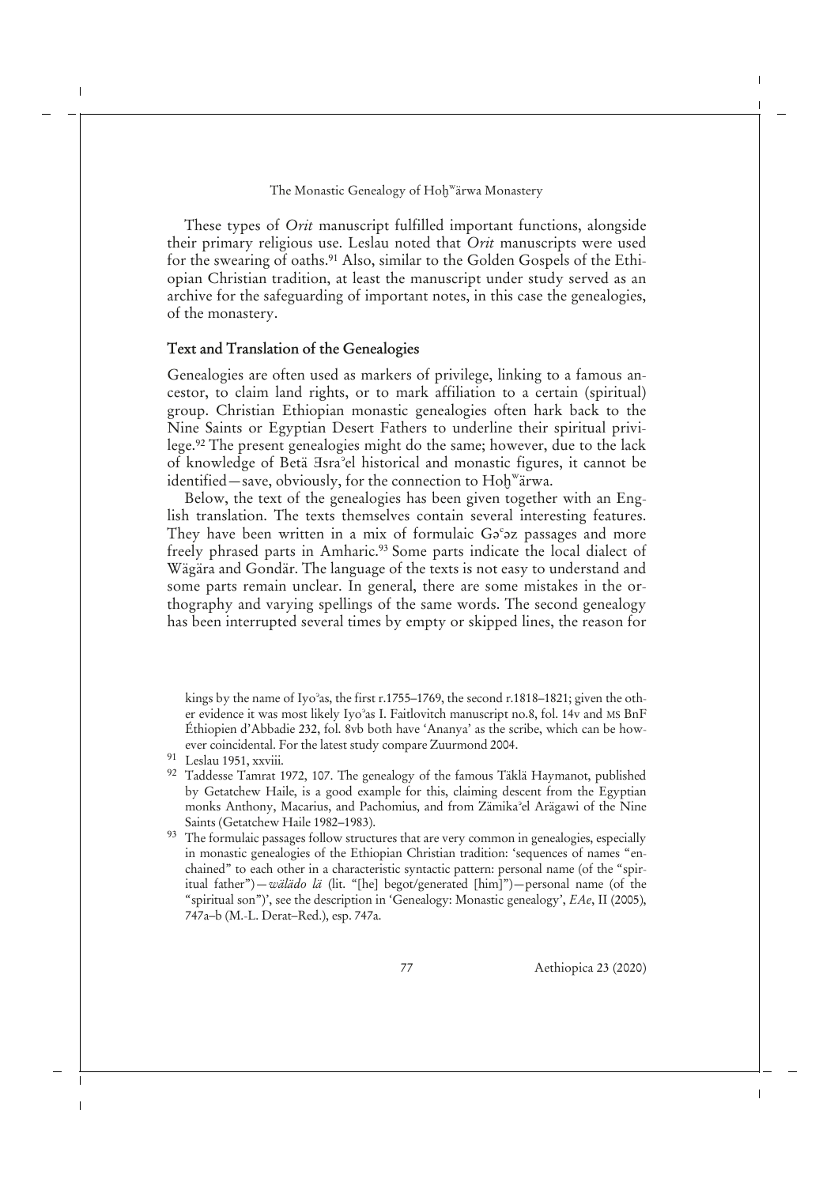These types of *Orit* manuscript fulfilled important functions, alongside their primary religious use. Leslau noted that *Orit* manuscripts were used for the swearing of oaths.[91] Also, similar to the Golden Gospels of the Ethiopian Christian tradition, at least the manuscript under study served as an archive for the safeguarding of important notes, in this case the genealogies, of the monastery.

## Text and Translation of the Genealogies

Genealogies are often used as markers of privilege, linking to a famous ancestor, to claim land rights, or to mark affiliation to a certain (spiritual) group. Christian Ethiopian monastic genealogies often hark back to the Nine Saints or Egyptian Desert Fathers to underline their spiritual privilege.[92] The present genealogies might do the same; however, due to the lack of knowledge of Betä Ǝsraʾel historical and monastic figures, it cannot be identified—save, obviously, for the connection to Hoḫʷärwa.

Below, the text of the genealogies has been given together with an English translation. The texts themselves contain several interesting features. They have been written in a mix of formulaic Gəʿəz passages and more freely phrased parts in Amharic.[93] Some parts indicate the local dialect of Wägära and Gondär. The language of the texts is not easy to understand and some parts remain unclear. In general, there are some mistakes in the orthography and varying spellings of the same words. The second genealogy has been interrupted several times by empty or skipped lines, the reason for

kings by the name of Iyoʾas, the first r.1755–1769, the second r.1818–1821; given the other evidence it was most likely Iyoʾas I. Faitlovitch manuscript no.8, fol. 14v and MS BnF Éthiopien d'Abbadie 232, fol. 8vb both have 'Ananya' as the scribe, which can be however coincidental. For the latest study compare Zuurmond 2004.

[91] Leslau 1951, xxviii.

[92] Taddesse Tamrat 1972, 107. The genealogy of the famous Täklä Haymanot, published by Getatchew Haile, is a good example for this, claiming descent from the Egyptian monks Anthony, Macarius, and Pachomius, and from Zämikaʾel Arägawi of the Nine Saints (Getatchew Haile 1982–1983).

[93] The formulaic passages follow structures that are very common in genealogies, especially in monastic genealogies of the Ethiopian Christian tradition: 'sequences of names "enchained" to each other in a characteristic syntactic pattern: personal name (of the "spiritual father")—*wälädo lä* (lit. "[he] begot/generated [him]")—personal name (of the "spiritual son")', see the description in 'Genealogy: Monastic genealogy', *EAe*, II (2005), 747a–b (M.-L. Derat–Red.), esp. 747a.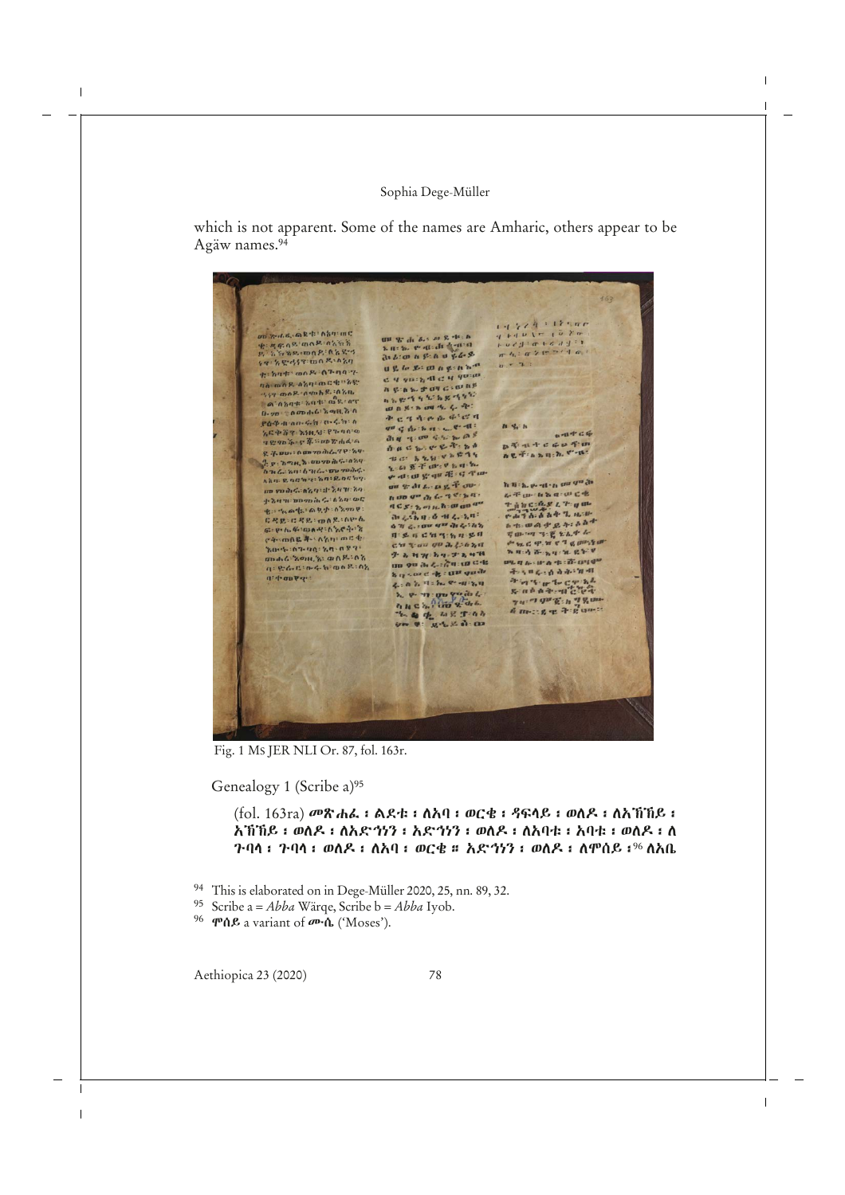which is not apparent. Some of the names are Amharic, others appear to be Agäw names.[94]

Fig. 1 MS JER NLI Or. 87, fol. 163r.

Genealogy 1 (Scribe a)[95]

(fol. 163ra) **መጽሐፌ ፡ ልደቱ ፡ ለአባ ፡ ወርቄ ፡ ዳፍላይ ፡ ወለዶ ፡ ለአኸኸይ ፡ አኸኸይ ፡ ወለዶ ፡ ለአድኀነን ፡ አድኀነን ፡ ወለዶ ፡ ለአባቱ ፡ አባቱ ፡ ወለዶ ፡ ለ ጉባላ ፡ ጉባላ ፡ ወለዶ ፡ ለአባ ፡ ወርቄ ። አድኀነን ፡ ወለዶ ፡ ለሞሰይ ፡**[96] **ለአቤ**

[94] This is elaborated on in Dege-Müller 2020, 25, nn. 89, 32.

[95] Scribe a = *Abba* Wärqe, Scribe b = *Abba* Iyob.

[96] **ሞሰይ** a variant of **ሙሴ** ('Moses').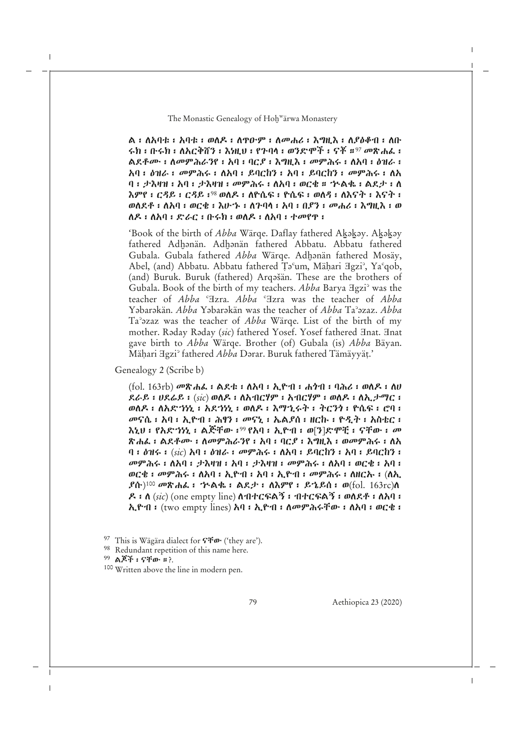ል ፡ ለአባቱ ፡ አባቱ ፡ ወለዶ ፡ ለጥዑም ፡ ለመሐሪ ፡ እግዚእ ፡ ለያዕቆብ ፡ ለቡሩክ ፡ ቡሩክ ፡ ለአርቅሸን ፡ እነዚህ ፡ የጉባላ ፡ ወንድሞች ፡ ናቾ ።[97] *መጽሐፈ ፡ ልደቶሙ ፡ ለመምሕራንየ ፡ አባ ፡ ባርያ ፡ እግዚእ ፡ መምሕሩ ፡ ለአባ ፡ ዕዝራ ፡ አባ ፡ ዕዝራ ፡ መምሕሩ ፡ ለአባ ፡ ይባርከን ፡ አባ ፡ ይባርከን ፡ መምሕሩ ፡ ለአባ ፡ ታእዛዝ ፡ አባ ፡ ታእዛዝ ፡ መምሕሩ ፡ ለአባ ፡ ወርቂ ።* *ኍልቈ ፡ ልደታ ፡ ለእምየ ፡* ርዳይ ፡ ርዳይ ፡[98] ወለዶ ፡ ለዮሴፍ ፡ ዮሴፍ ፡ ወለዳ ፡ ለእናት ፡ እናት ፡ ወለደቶ ፡ ለአባ ፡ ወርቂ ፡ እሁኑ ፡ ለጉባላ ፡ አባ ፡ በያን ፡ *መሐሪ ፡ እግዚእ ፡ ወለዶ ፡ ለአባ ፡ ድራር ፡ ቡሩክ ፡ ወለዶ ፡ ለአባ ፡ ተመየጥ ፡*

'Book of the birth of *Abba* Wärqe. Daflay fathered Aḵəḵəy. Aḵəḵəy fathered Adḫənän. Adḫənän fathered Abbatu. Abbatu fathered Gubala. Gubala fathered *Abba* Wärqe. Adḫənän fathered Mosäy, Abel, (and) Abbatu. Abbatu fathered Ṭəʿum, Mäḥari Ǝgziʾ, Yaʿqob, (and) Buruk. Buruk (fathered) Arqəšän. These are the brothers of Gubala. Book of the birth of my teachers. *Abba* Barya Ǝgziʾ was the teacher of *Abba* ʿƎzra. *Abba* ʿƎzra was the teacher of *Abba* Yəbarəkän. *Abba* Yəbarəkän was the teacher of *Abba* Taʾəzaz. *Abba* Taʾəzaz was the teacher of *Abba* Wärqe. List of the birth of my mother. Rəday Rəday (*sic*) fathered Yosef. Yosef fathered Ǝnat. Ǝnat gave birth to *Abba* Wärqe. Brother (of) Gubala (is) *Abba* Bäyan. Mäḥari Ǝgziʾ fathered *Abba* Dərar. Buruk fathered Tämäyyäṭ.'

Genealogy 2 (Scribe b)

(fol. 163rb) *መጽሐፈ ፡* ልደቱ ፡ ለአባ ፡ ኢዮብ ፡ ሐጎብ ፡ ባሕሪ ፡ ወለዶ ፡ ለሀደራይ ፡ ሀደሬይ ፡ (*sic*) ወለዶ ፡ ለአብርሃም ፡ አብርሃም ፡ ወለዶ ፡ ለኢታማር ፡ ወለዶ ፡ ለአድኀኒ ፡ አደኅኒ ፡ ወለዶ ፡ እማኂሩት ፡ ትርንጎ ፡ ዮሴፍ ፡ ሮባ ፡ መናሴ ፡ አባ ፡ ኢዮብ ፡ ሕፃን ፡ መናኒ ፡ ኤልያስ ፡ ዘርኡ ፡ ዮዲት ፡ አስቴር ፡ እኒህ ፡ የአድኅኒ ፡ ልጅቸው ፡[99] የአባ ፡ ኢዮብ ፡ ወ[ን]ድሞቺ ፡ ናቸው ፡ *መጽሐፈ ፡ ልደቶሙ ፡ ለመምሕራንየ ፡ አባ ፡ ባርያ ፡ እግዚእ ፡ ወመምሕሩ ፡ ለአባ ፡ ዕዝሩ ፡ (*sic*) አባ ፡ ዕዝራ ፡ መምሕሩ ፡ ለአባ ፡ ይባርከን ፡ አባ ፡ ይባርከን ፡ መምሕሩ ፡ ለአባ ፡ ታእዛዝ ፡ አባ ፡ ታእዛዝ ፡ መምሕሩ ፡ ለአባ ፡ ወርቂ ፡ አባ ፡ ወርቂ ፡ መምሕሩ ፡ ለአባ ፡ ኢዮብ ፡ አባ ፡ ኢዮብ ፡ መምሕሩ ፡ ለዘርኡ ፡* (ለኢያሱ)[100] *መጽሐፈ ፡ ኍልቈ ፡ ልደታ ፡ ለእምየ ፡* ይኄይስ ፡ ወ(fol. 163rc)ለዶ ፡ ለ (*sic*) (one empty line) ለብተርፍልኝ ፡ ብተርፍልኝ ፡ ወለደቶ ፡ ለአባ ፡ ኢዮብ ፡ (two empty lines) አባ ፡ ኢዮብ ፡ ለመምሕሩቸው ፡ ለአባ ፡ ወርቂ ፡

[97] This is Wägära dialect for ናቸው ('they are').

[98] Redundant repetition of this name here.

[99] ልጆች ፡ ናቸው ።?.

[100] Written above the line in modern pen.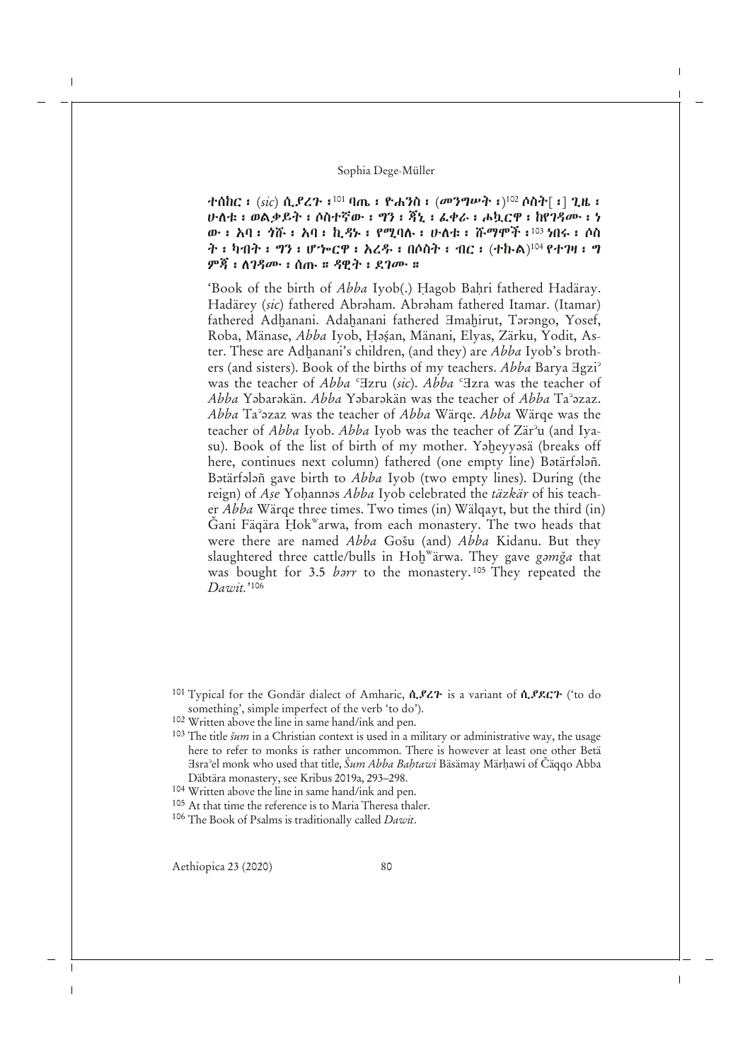**ተሰከር ፡** (*sic*) **ሲያረጉ ፡**[101] **ባጤ ፡ ዮሐንስ ፡ (*መንግሥት ፡*)**[102] **ሶስት[ ፡] ጊዜ ፡ ሁለቱ ፡ ወልቃይት ፡ ሶስተኛው ፡ ግን ፡ ጃኒ ፡ ፌቀራ ፡ ሖኲርዋ ፡ ከየገዳሙ ፡ ነው ፡ አባ ፡ ጎሹ ፡ አባ ፡ ኪዳኑ ፡ የሚባሉ ፡ ሁለቱ ፡ ሹማሞች ፡**[103] **ነበሩ ፡ ሶስት ፡ ካብት ፡ ግን ፡ ሆኊርዋ ፡ አረዱ ፡ በሶስት ፡ ብር ፡ (ተኩል)**[104] **የተገዛ ፡ ግምጃ ፡ ለገዳሙ ፡ ሰጡ ። ዳዊት ፡ ደገሙ ።**

'Book of the birth of *Abba* Iyob(.) Ḥagob Baḥri fathered Hadäray. Hadärey (*sic*) fathered Abrəham. Abrəham fathered Itamar. (Itamar) fathered Adḫanani. Adaḫanani fathered Ǝmaḫirut, Tərəngo, Yosef, Roba, Mänase, *Abba* Iyob, Ḥəṡan, Mänani, Elyas, Zärku, Yodit, Aster. These are Adḫanani's children, (and they) are *Abba* Iyob's brothers (and sisters). Book of the births of my teachers. *Abba* Barya Ǝgziʾ was the teacher of *Abba* ʿƎzru (*sic*). *Abba* ʿƎzra was the teacher of *Abba* Yəbarəkän. *Abba* Yəbarəkän was the teacher of *Abba* Taʾəzaz. *Abba* Taʾəzaz was the teacher of *Abba* Wärqe. *Abba* Wärqe was the teacher of *Abba* Iyob. *Abba* Iyob was the teacher of Zärʾu (and Iyasu). Book of the list of birth of my mother. Yəḫeyyəsä (breaks off here, continues next column) fathered (one empty line) Bətärfələñ. Bətärfələñ gave birth to *Abba* Iyob (two empty lines). During (the reign) of *Aṣe* Yoḥannəs *Abba* Iyob celebrated the *täzkär* of his teacher *Abba* Wärqe three times. Two times (in) Wälqayt, but the third (in) Ǧani Fäqära Ḥokʷarwa, from each monastery. The two heads that were there are named *Abba* Gošu (and) *Abba* Kidanu. But they slaughtered three cattle/bulls in Hoḫʷärwa. They gave *gəmǧa* that was bought for 3.5 *bərr* to the monastery.[105] They repeated the *Dawit*.'[106]

[101] Typical for the Gondär dialect of Amharic, **ሲያረጉ** is a variant of **ሲያደርጉ** ('to do something', simple imperfect of the verb 'to do').

[102] Written above the line in same hand/ink and pen.

[103] The title *šum* in a Christian context is used in a military or administrative way, the usage here to refer to monks is rather uncommon. There is however at least one other Betä Ǝsraʾel monk who used that title, *Šum Abba Baḥtawi* Bäsämay Märḥawi of Čäqqo Abba Däbtära monastery, see Kribus 2019a, 293–298.

[104] Written above the line in same hand/ink and pen.

[105] At that time the reference is to Maria Theresa thaler.

[106] The Book of Psalms is traditionally called *Dawit*.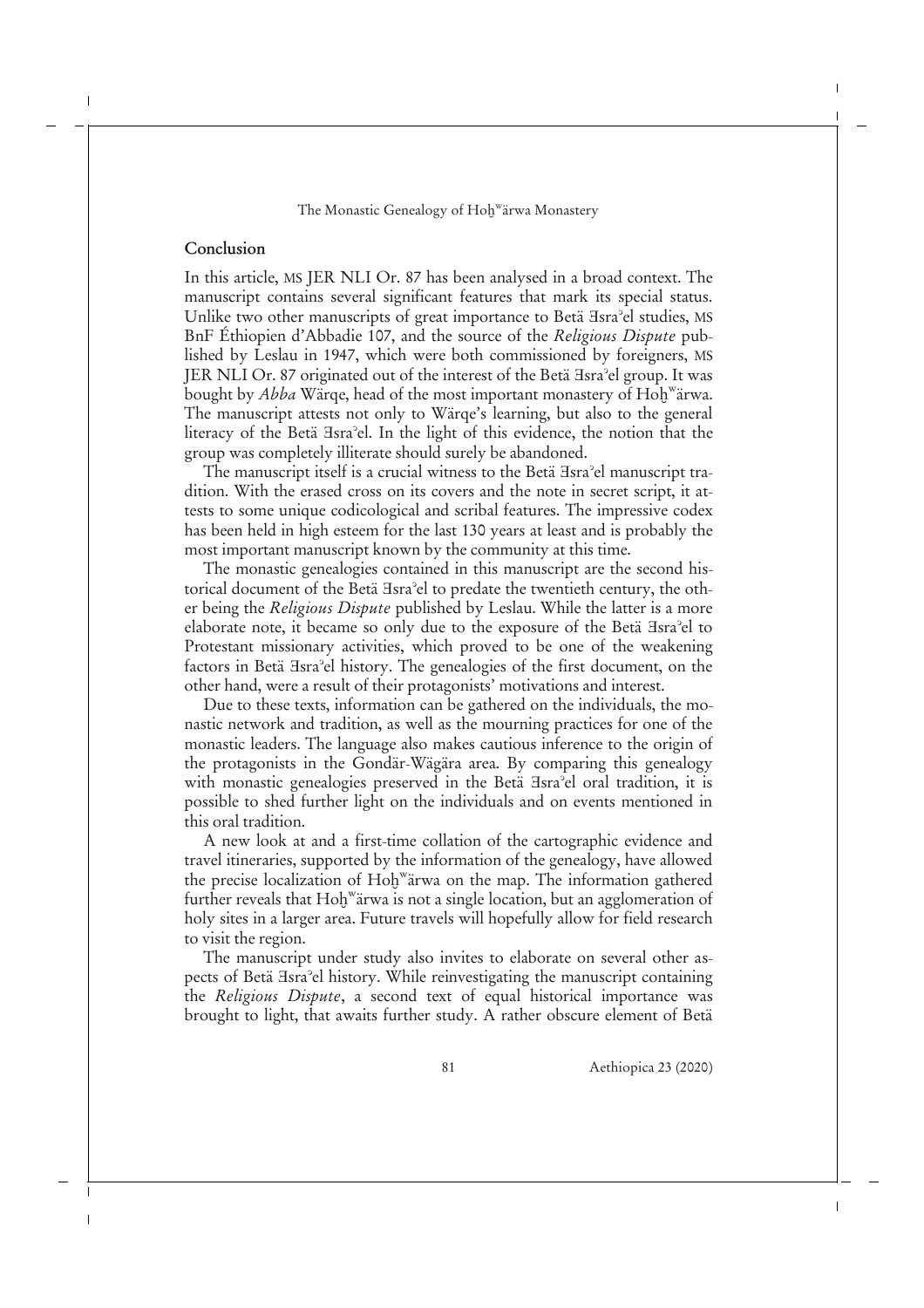## Conclusion

In this article, MS JER NLI Or. 87 has been analysed in a broad context. The manuscript contains several significant features that mark its special status. Unlike two other manuscripts of great importance to Betä Ǝsraʾel studies, MS BnF Éthiopien d'Abbadie 107, and the source of the *Religious Dispute* published by Leslau in 1947, which were both commissioned by foreigners, MS JER NLI Or. 87 originated out of the interest of the Betä Ǝsraʾel group. It was bought by *Abba* Wärqe, head of the most important monastery of Hoḫʷärwa. The manuscript attests not only to Wärqe's learning, but also to the general literacy of the Betä Ǝsraʾel. In the light of this evidence, the notion that the group was completely illiterate should surely be abandoned.

The manuscript itself is a crucial witness to the Betä Ǝsraʾel manuscript tradition. With the erased cross on its covers and the note in secret script, it attests to some unique codicological and scribal features. The impressive codex has been held in high esteem for the last 130 years at least and is probably the most important manuscript known by the community at this time.

The monastic genealogies contained in this manuscript are the second historical document of the Betä Ǝsraʾel to predate the twentieth century, the other being the *Religious Dispute* published by Leslau. While the latter is a more elaborate note, it became so only due to the exposure of the Betä Ǝsraʾel to Protestant missionary activities, which proved to be one of the weakening factors in Betä Ǝsraʾel history. The genealogies of the first document, on the other hand, were a result of their protagonists' motivations and interest.

Due to these texts, information can be gathered on the individuals, the monastic network and tradition, as well as the mourning practices for one of the monastic leaders. The language also makes cautious inference to the origin of the protagonists in the Gondär-Wägära area. By comparing this genealogy with monastic genealogies preserved in the Betä Ǝsraʾel oral tradition, it is possible to shed further light on the individuals and on events mentioned in this oral tradition.

A new look at and a first-time collation of the cartographic evidence and travel itineraries, supported by the information of the genealogy, have allowed the precise localization of Hoḫʷärwa on the map. The information gathered further reveals that Hoḫʷärwa is not a single location, but an agglomeration of holy sites in a larger area. Future travels will hopefully allow for field research to visit the region.

The manuscript under study also invites to elaborate on several other aspects of Betä Ǝsraʾel history. While reinvestigating the manuscript containing the *Religious Dispute*, a second text of equal historical importance was brought to light, that awaits further study. A rather obscure element of Betä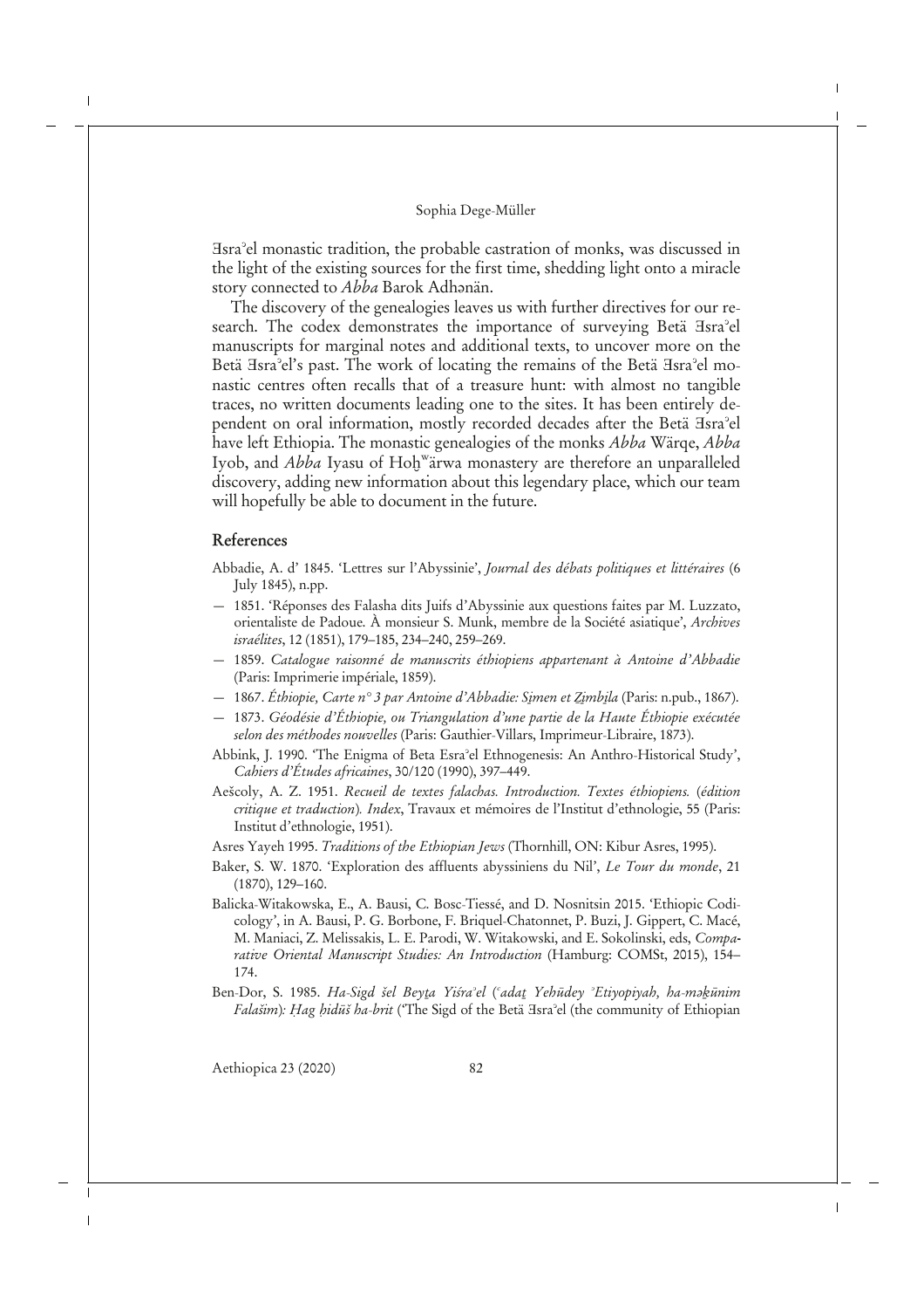Ǝsraʾel monastic tradition, the probable castration of monks, was discussed in the light of the existing sources for the first time, shedding light onto a miracle story connected to *Abba* Barok Adhənän.

The discovery of the genealogies leaves us with further directives for our research. The codex demonstrates the importance of surveying Betä Ǝsraʾel manuscripts for marginal notes and additional texts, to uncover more on the Betä Ǝsraʾel's past. The work of locating the remains of the Betä Ǝsraʾel monastic centres often recalls that of a treasure hunt: with almost no tangible traces, no written documents leading one to the sites. It has been entirely dependent on oral information, mostly recorded decades after the Betä Ǝsraʾel have left Ethiopia. The monastic genealogies of the monks *Abba* Wärqe, *Abba* Iyob, and *Abba* Iyasu of Hoḫʷärwa monastery are therefore an unparalleled discovery, adding new information about this legendary place, which our team will hopefully be able to document in the future.

## References

Abbadie, A. d' 1845. 'Lettres sur l'Abyssinie', *Journal des débats politiques et littéraires* (6 July 1845), n.pp.

— 1851. 'Réponses des Falasha dits Juifs d'Abyssinie aux questions faites par M. Luzzato, orientaliste de Padoue. À monsieur S. Munk, membre de la Société asiatique', *Archives israélites*, 12 (1851), 179–185, 234–240, 259–269.

— 1859. *Catalogue raisonné de manuscrits éthiopiens appartenant à Antoine d'Abbadie* (Paris: Imprimerie impériale, 1859).

— 1867. *Éthiopie, Carte n° 3 par Antoine d'Abbadie: S̱imen et Ẕimbiḻa* (Paris: n.pub., 1867).

— 1873. *Géodésie d'Éthiopie, ou Triangulation d'une partie de la Haute Éthiopie exécutée selon des méthodes nouvelles* (Paris: Gauthier-Villars, Imprimeur-Libraire, 1873).

Abbink, J. 1990. 'The Enigma of Beta Esraʾel Ethnogenesis: An Anthro-Historical Study', *Cahiers d'Études africaines*, 30/120 (1990), 397–449.

Aešcoly, A. Z. 1951. *Recueil de textes falachas. Introduction. Textes éthiopiens.* (*édition critique et traduction*)*. Index*, Travaux et mémoires de l'Institut d'ethnologie, 55 (Paris: Institut d'ethnologie, 1951).

Asres Yayeh 1995. *Traditions of the Ethiopian Jews* (Thornhill, ON: Kibur Asres, 1995).

Baker, S. W. 1870. 'Exploration des affluents abyssiniens du Nil', *Le Tour du monde*, 21 (1870), 129–160.

Balicka-Witakowska, E., A. Bausi, C. Bosc-Tiessé, and D. Nosnitsin 2015. 'Ethiopic Codicology', in A. Bausi, P. G. Borbone, F. Briquel-Chatonnet, P. Buzi, J. Gippert, C. Macé, M. Maniaci, Z. Melissakis, L. E. Parodi, W. Witakowski, and E. Sokolinski, eds, *Comparative Oriental Manuscript Studies: An Introduction* (Hamburg: COMSt, 2015), 154–174.

Ben-Dor, S. 1985. *Ha-Sigd šel Beyṯa Yiśraʾel* (*ʿadaṯ Yehūdey ʾEtiyopiyah, ha-məḵūnim Falašim*)*: Ḥag ḥidūš ha-brit* ('The Sigd of the Betä Ǝsraʾel (the community of Ethiopian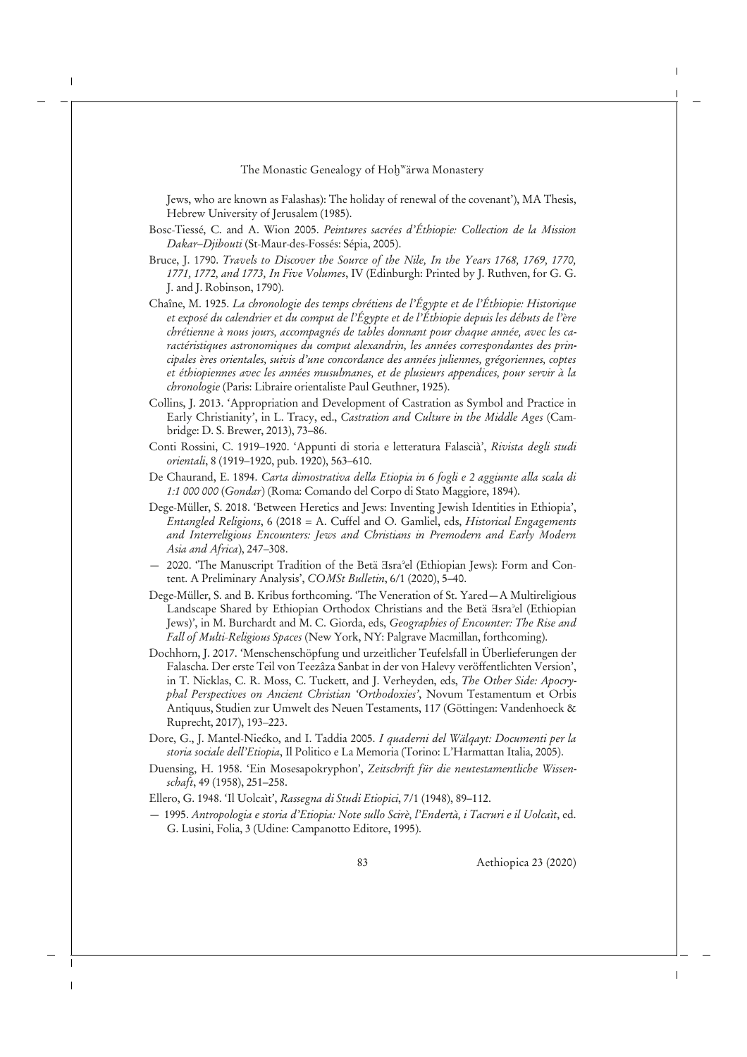Jews, who are known as Falashas): The holiday of renewal of the covenant'), MA Thesis, Hebrew University of Jerusalem (1985).

Bosc-Tiessé, C. and A. Wion 2005. *Peintures sacrées d'Éthiopie: Collection de la Mission Dakar–Djibouti* (St-Maur-des-Fossés: Sépia, 2005).

Bruce, J. 1790. *Travels to Discover the Source of the Nile, In the Years 1768, 1769, 1770, 1771, 1772, and 1773, In Five Volumes*, IV (Edinburgh: Printed by J. Ruthven, for G. G. J. and J. Robinson, 1790).

Chaîne, M. 1925. *La chronologie des temps chrétiens de l'Égypte et de l'Éthiopie: Historique et exposé du calendrier et du comput de l'Égypte et de l'Éthiopie depuis les débuts de l'ère chrétienne à nous jours, accompagnés de tables donnant pour chaque année, avec les caractéristiques astronomiques du comput alexandrin, les années correspondantes des principales ères orientales, suivis d'une concordance des années juliennes, grégoriennes, coptes et éthiopiennes avec les années musulmanes, et de plusieurs appendices, pour servir à la chronologie* (Paris: Libraire orientaliste Paul Geuthner, 1925).

Collins, J. 2013. 'Appropriation and Development of Castration as Symbol and Practice in Early Christianity', in L. Tracy, ed., *Castration and Culture in the Middle Ages* (Cambridge: D. S. Brewer, 2013), 73–86.

Conti Rossini, C. 1919–1920. 'Appunti di storia e letteratura Falascià', *Rivista degli studi orientali*, 8 (1919–1920, pub. 1920), 563–610.

De Chaurand, E. 1894. *Carta dimostrativa della Etiopia in 6 fogli e 2 aggiunte alla scala di 1:1 000 000 (Gondar)* (Roma: Comando del Corpo di Stato Maggiore, 1894).

Dege-Müller, S. 2018. 'Between Heretics and Jews: Inventing Jewish Identities in Ethiopia', *Entangled Religions*, 6 (2018 = A. Cuffel and O. Gamliel, eds, *Historical Engagements and Interreligious Encounters: Jews and Christians in Premodern and Early Modern Asia and Africa*), 247–308.

— 2020. 'The Manuscript Tradition of the Betä Əsraʾel (Ethiopian Jews): Form and Content. A Preliminary Analysis', *COMSt Bulletin*, 6/1 (2020), 5–40.

Dege-Müller, S. and B. Kribus forthcoming. 'The Veneration of St. Yared—A Multireligious Landscape Shared by Ethiopian Orthodox Christians and the Betä Əsraʾel (Ethiopian Jews)', in M. Burchardt and M. C. Giorda, eds, *Geographies of Encounter: The Rise and Fall of Multi-Religious Spaces* (New York, NY: Palgrave Macmillan, forthcoming).

Dochhorn, J. 2017. 'Menschenschöpfung und urzeitlicher Teufelsfall in Überlieferungen der Falascha. Der erste Teil von Teezâza Sanbat in der von Halevy veröffentlichten Version', in T. Nicklas, C. R. Moss, C. Tuckett, and J. Verheyden, eds, *The Other Side: Apocryphal Perspectives on Ancient Christian 'Orthodoxies'*, Novum Testamentum et Orbis Antiquus, Studien zur Umwelt des Neuen Testaments, 117 (Göttingen: Vandenhoeck & Ruprecht, 2017), 193–223.

Dore, G., J. Mantel-Niećko, and I. Taddia 2005. *I quaderni del Wälqayt: Documenti per la storia sociale dell'Etiopia*, Il Politico e La Memoria (Torino: L'Harmattan Italia, 2005).

Duensing, H. 1958. 'Ein Mosesapokryphon', *Zeitschrift für die neutestamentliche Wissenschaft*, 49 (1958), 251–258.

Ellero, G. 1948. 'Il Uolcaìt', *Rassegna di Studi Etiopici*, 7/1 (1948), 89–112.

— 1995. *Antropologia e storia d'Etiopia: Note sullo Scirè, l'Endertà, i Tacruri e il Uolcaìt*, ed. G. Lusini, Folia, 3 (Udine: Campanotto Editore, 1995).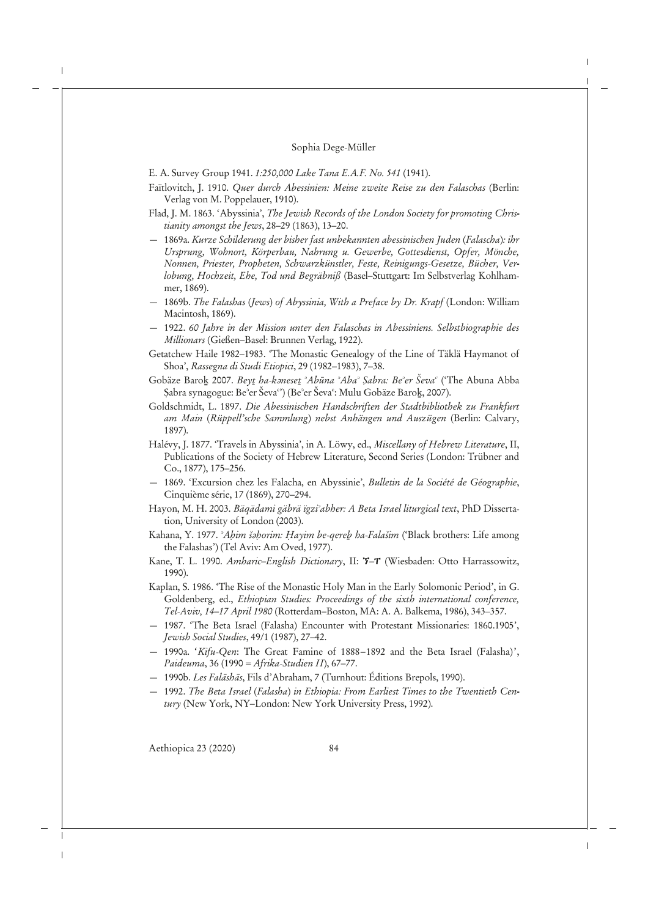E. A. Survey Group 1941. *1:250,000 Lake Tana E.A.F. No. 541* (1941).

Faïtlovitch, J. 1910. *Quer durch Abessinien: Meine zweite Reise zu den Falaschas* (Berlin: Verlag von M. Poppelauer, 1910).

Flad, J. M. 1863. 'Abyssinia', *The Jewish Records of the London Society for promoting Christianity amongst the Jews*, 28–29 (1863), 13–20.

— 1869a. *Kurze Schilderung der bisher fast unbekannten abessinischen Juden (Falascha): ihr Ursprung, Wohnort, Körperbau, Nahrung u. Gewerbe, Gottesdienst, Opfer, Mönche, Nonnen, Priester, Propheten, Schwarzkünstler, Feste, Reinigungs-Gesetze, Bücher, Verlobung, Hochzeit, Ehe, Tod und Begräbniß* (Basel–Stuttgart: Im Selbstverlag Kohlhammer, 1869).

— 1869b. *The Falashas (Jews) of Abyssinia, With a Preface by Dr. Krapf* (London: William Macintosh, 1869).

— 1922. *60 Jahre in der Mission unter den Falaschas in Abessiniens. Selbstbiographie des Millionars* (Gießen–Basel: Brunnen Verlag, 1922).

Getatchew Haile 1982–1983. 'The Monastic Genealogy of the Line of Täklä Haymanot of Shoa', *Rassegna di Studi Etiopici*, 29 (1982–1983), 7–38.

Gobäze Barok̠ 2007. *Beyt̠ ha-kənesett̠ ʾAbūna ʾAbaʾ Ṣabra: Beʾer Ševaʿ* ('The Abuna Abba Ṣabra synagogue: Beʾer Ševaʿ') (Beʾer Ševaʿ: Mulu Gobäze Barok̠, 2007).

Goldschmidt, L. 1897. *Die Abessinischen Handschriften der Stadtbibliothek zu Frankfurt am Main (Rüppell'sche Sammlung) nebst Anhängen und Auszügen* (Berlin: Calvary, 1897).

Halévy, J. 1877. 'Travels in Abyssinia', in A. Löwy, ed., *Miscellany of Hebrew Literature*, II, Publications of the Society of Hebrew Literature, Second Series (London: Trübner and Co., 1877), 175–256.

— 1869. 'Excursion chez les Falacha, en Abyssinie', *Bulletin de la Société de Géographie*, Cinquième série, 17 (1869), 270–294.

Hayon, M. H. 2003. *Bäqädami gäbrä ïgziʾabher: A Beta Israel liturgical text*, PhD Dissertation, University of London (2003).

Kahana, Y. 1977. *ʾAḥim šəḥorim: Ḥayim be-qereḇ ha-Falašim* ('Black brothers: Life among the Falashas') (Tel Aviv: Am Oved, 1977).

Kane, T. L. 1990. *Amharic–English Dictionary*, II: ኘ–ፐ (Wiesbaden: Otto Harrassowitz, 1990).

Kaplan, S. 1986. 'The Rise of the Monastic Holy Man in the Early Solomonic Period', in G. Goldenberg, ed., *Ethiopian Studies: Proceedings of the sixth international conference, Tel-Aviv, 14–17 April 1980* (Rotterdam–Boston, MA: A. A. Balkema, 1986), 343–357.

— 1987. 'The Beta Israel (Falasha) Encounter with Protestant Missionaries: 1860.1905', *Jewish Social Studies*, 49/1 (1987), 27–42.

— 1990a. '*Kifu-Qen*: The Great Famine of 1888–1892 and the Beta Israel (Falasha)', *Paideuma*, 36 (1990 = *Afrika-Studien II*), 67–77.

— 1990b. *Les Falāshās*, Fils d'Abraham, 7 (Turnhout: Éditions Brepols, 1990).

— 1992. *The Beta Israel (Falasha) in Ethiopia: From Earliest Times to the Twentieth Century* (New York, NY–London: New York University Press, 1992).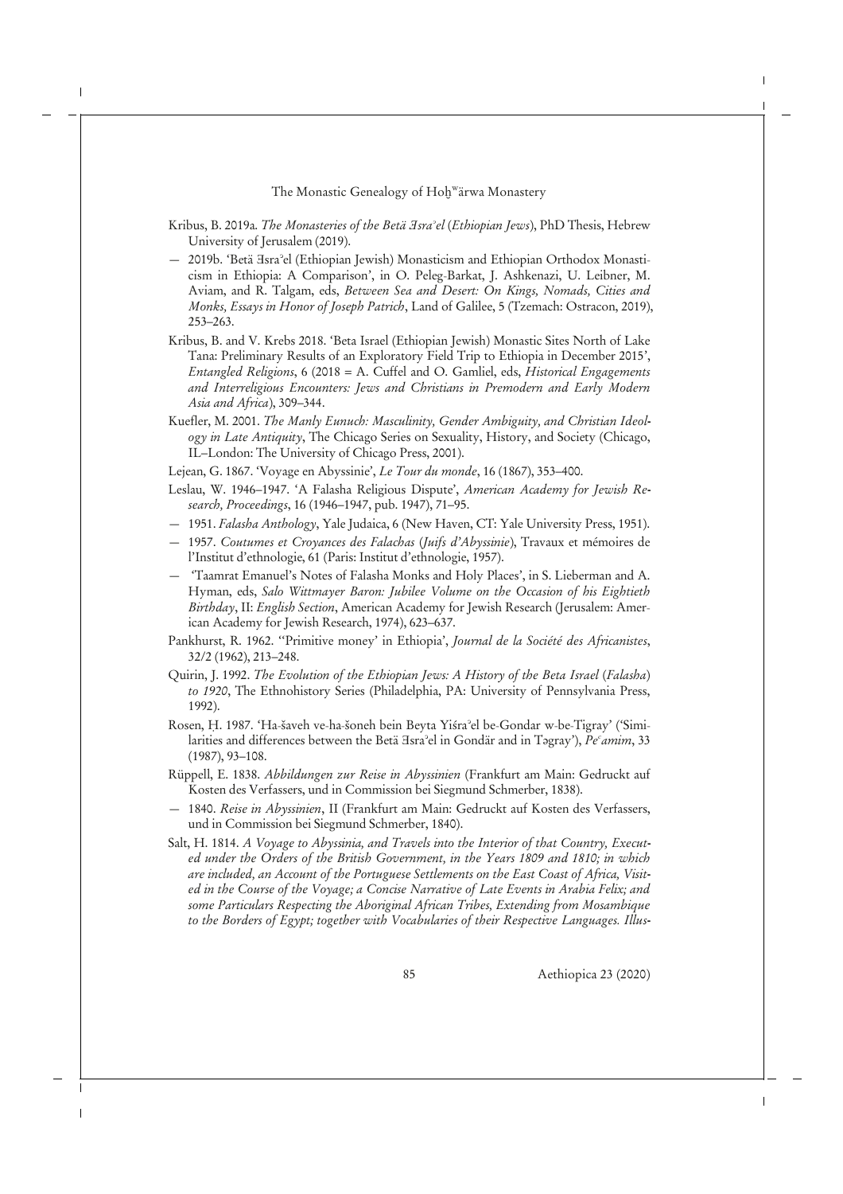Kribus, B. 2019a. *The Monasteries of the Betä Ǝsraʾel (Ethiopian Jews)*, PhD Thesis, Hebrew University of Jerusalem (2019).

— 2019b. 'Betä Ǝsraʾel (Ethiopian Jewish) Monasticism and Ethiopian Orthodox Monasticism in Ethiopia: A Comparison', in O. Peleg-Barkat, J. Ashkenazi, U. Leibner, M. Aviam, and R. Talgam, eds, *Between Sea and Desert: On Kings, Nomads, Cities and Monks, Essays in Honor of Joseph Patrich*, Land of Galilee, 5 (Tzemach: Ostracon, 2019), 253–263.

Kribus, B. and V. Krebs 2018. 'Beta Israel (Ethiopian Jewish) Monastic Sites North of Lake Tana: Preliminary Results of an Exploratory Field Trip to Ethiopia in December 2015', *Entangled Religions*, 6 (2018 = A. Cuffel and O. Gamliel, eds, *Historical Engagements and Interreligious Encounters: Jews and Christians in Premodern and Early Modern Asia and Africa*), 309–344.

Kuefler, M. 2001. *The Manly Eunuch: Masculinity, Gender Ambiguity, and Christian Ideology in Late Antiquity*, The Chicago Series on Sexuality, History, and Society (Chicago, IL–London: The University of Chicago Press, 2001).

Lejean, G. 1867. 'Voyage en Abyssinie', *Le Tour du monde*, 16 (1867), 353–400.

Leslau, W. 1946–1947. 'A Falasha Religious Dispute', *American Academy for Jewish Research, Proceedings*, 16 (1946–1947, pub. 1947), 71–95.

— 1951. *Falasha Anthology*, Yale Judaica, 6 (New Haven, CT: Yale University Press, 1951).

— 1957. *Coutumes et Croyances des Falachas (Juifs d'Abyssinie)*, Travaux et mémoires de l'Institut d'ethnologie, 61 (Paris: Institut d'ethnologie, 1957).

— 'Taamrat Emanuel's Notes of Falasha Monks and Holy Places', in S. Lieberman and A. Hyman, eds, *Salo Wittmayer Baron: Jubilee Volume on the Occasion of his Eightieth Birthday*, II: *English Section*, American Academy for Jewish Research (Jerusalem: American Academy for Jewish Research, 1974), 623–637.

Pankhurst, R. 1962. ''Primitive money' in Ethiopia', *Journal de la Société des Africanistes*, 32/2 (1962), 213–248.

Quirin, J. 1992. *The Evolution of the Ethiopian Jews: A History of the Beta Israel (Falasha) to 1920*, The Ethnohistory Series (Philadelphia, PA: University of Pennsylvania Press, 1992).

Rosen, Ḥ. 1987. 'Ha-šaveh ve-ha-šoneh bein Beyta Yiśraʾel be-Gondar w-be-Tigray' ('Similarities and differences between the Betä Ǝsraʾel in Gondär and in Təgray'), *Peʿamim*, 33 (1987), 93–108.

Rüppell, E. 1838. *Abbildungen zur Reise in Abyssinien* (Frankfurt am Main: Gedruckt auf Kosten des Verfassers, und in Commission bei Siegmund Schmerber, 1838).

— 1840. *Reise in Abyssinien*, II (Frankfurt am Main: Gedruckt auf Kosten des Verfassers, und in Commission bei Siegmund Schmerber, 1840).

Salt, H. 1814. *A Voyage to Abyssinia, and Travels into the Interior of that Country, Executed under the Orders of the British Government, in the Years 1809 and 1810; in which are included, an Account of the Portuguese Settlements on the East Coast of Africa, Visited in the Course of the Voyage; a Concise Narrative of Late Events in Arabia Felix; and some Particulars Respecting the Aboriginal African Tribes, Extending from Mosambique to the Borders of Egypt; together with Vocabularies of their Respective Languages. Illus-*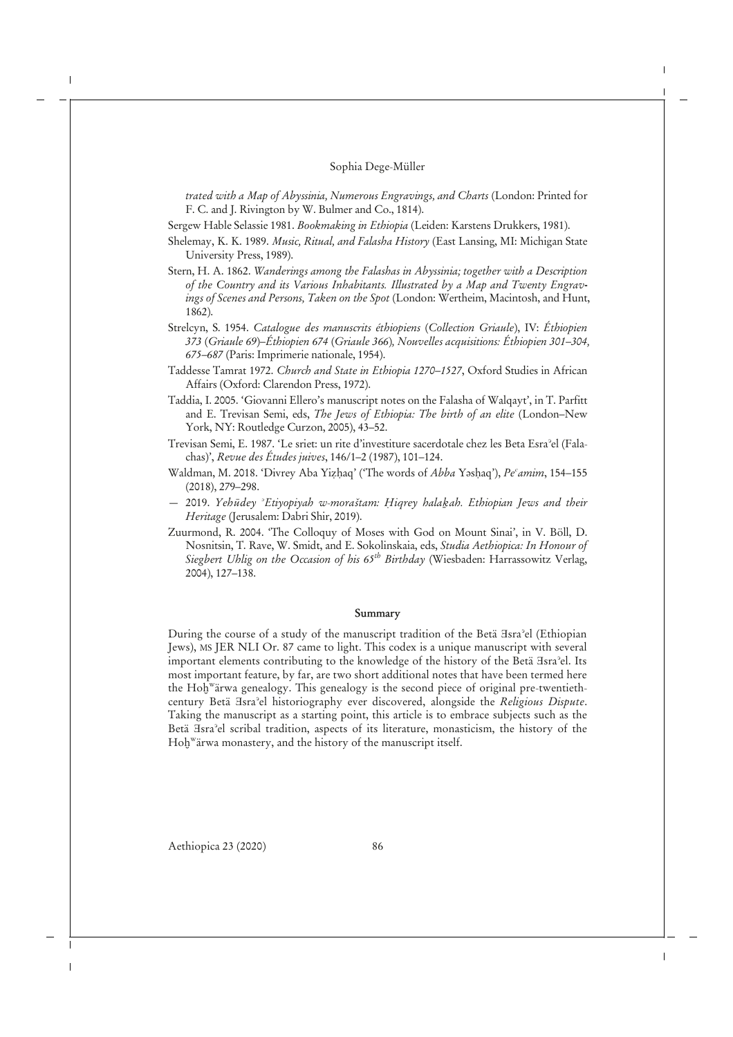*trated with a Map of Abyssinia, Numerous Engravings, and Charts* (London: Printed for F. C. and J. Rivington by W. Bulmer and Co., 1814).

Sergew Hable Selassie 1981. *Bookmaking in Ethiopia* (Leiden: Karstens Drukkers, 1981).

Shelemay, K. K. 1989. *Music, Ritual, and Falasha History* (East Lansing, MI: Michigan State University Press, 1989).

Stern, H. A. 1862. *Wanderings among the Falashas in Abyssinia; together with a Description of the Country and its Various Inhabitants. Illustrated by a Map and Twenty Engravings of Scenes and Persons, Taken on the Spot* (London: Wertheim, Macintosh, and Hunt, 1862).

Strelcyn, S. 1954. *Catalogue des manuscrits éthiopiens* (*Collection Griaule*), IV: *Éthiopien 373* (*Griaule 69*)*–Éthiopien 674* (*Griaule 366*)*, Nouvelles acquisitions: Éthiopien 301–304, 675–687* (Paris: Imprimerie nationale, 1954).

Taddesse Tamrat 1972. *Church and State in Ethiopia 1270–1527*, Oxford Studies in African Affairs (Oxford: Clarendon Press, 1972).

Taddia, I. 2005. 'Giovanni Ellero's manuscript notes on the Falasha of Walqayt', in T. Parfitt and E. Trevisan Semi, eds, *The Jews of Ethiopia: The birth of an elite* (London–New York, NY: Routledge Curzon, 2005), 43–52.

Trevisan Semi, E. 1987. 'Le sriet: un rite d'investiture sacerdotale chez les Beta Esraʾel (Falachas)', *Revue des Études juives*, 146/1–2 (1987), 101–124.

Waldman, M. 2018. 'Divrey Aba Yiẓḥaq' ('The words of *Abba* Yəsḥaq'), *Peʿamim*, 154–155 (2018), 279–298.

— 2019. *Yehūdey ʾEtiyopiyah w-moraštam: Ḥiqrey halaḵah. Ethiopian Jews and their Heritage* (Jerusalem: Dabri Shir, 2019).

Zuurmond, R. 2004. 'The Colloquy of Moses with God on Mount Sinai', in V. Böll, D. Nosnitsin, T. Rave, W. Smidt, and E. Sokolinskaia, eds, *Studia Aethiopica: In Honour of Siegbert Uhlig on the Occasion of his 65th Birthday* (Wiesbaden: Harrassowitz Verlag, 2004), 127–138.

## Summary

During the course of a study of the manuscript tradition of the Betä Əsraʾel (Ethiopian Jews), MS JER NLI Or. 87 came to light. This codex is a unique manuscript with several important elements contributing to the knowledge of the history of the Betä Əsraʾel. Its most important feature, by far, are two short additional notes that have been termed here the Hoḫʷärwa genealogy. This genealogy is the second piece of original pre-twentieth-century Betä Əsraʾel historiography ever discovered, alongside the *Religious Dispute*. Taking the manuscript as a starting point, this article is to embrace subjects such as the Betä Əsraʾel scribal tradition, aspects of its literature, monasticism, the history of the Hoḫʷärwa monastery, and the history of the manuscript itself.